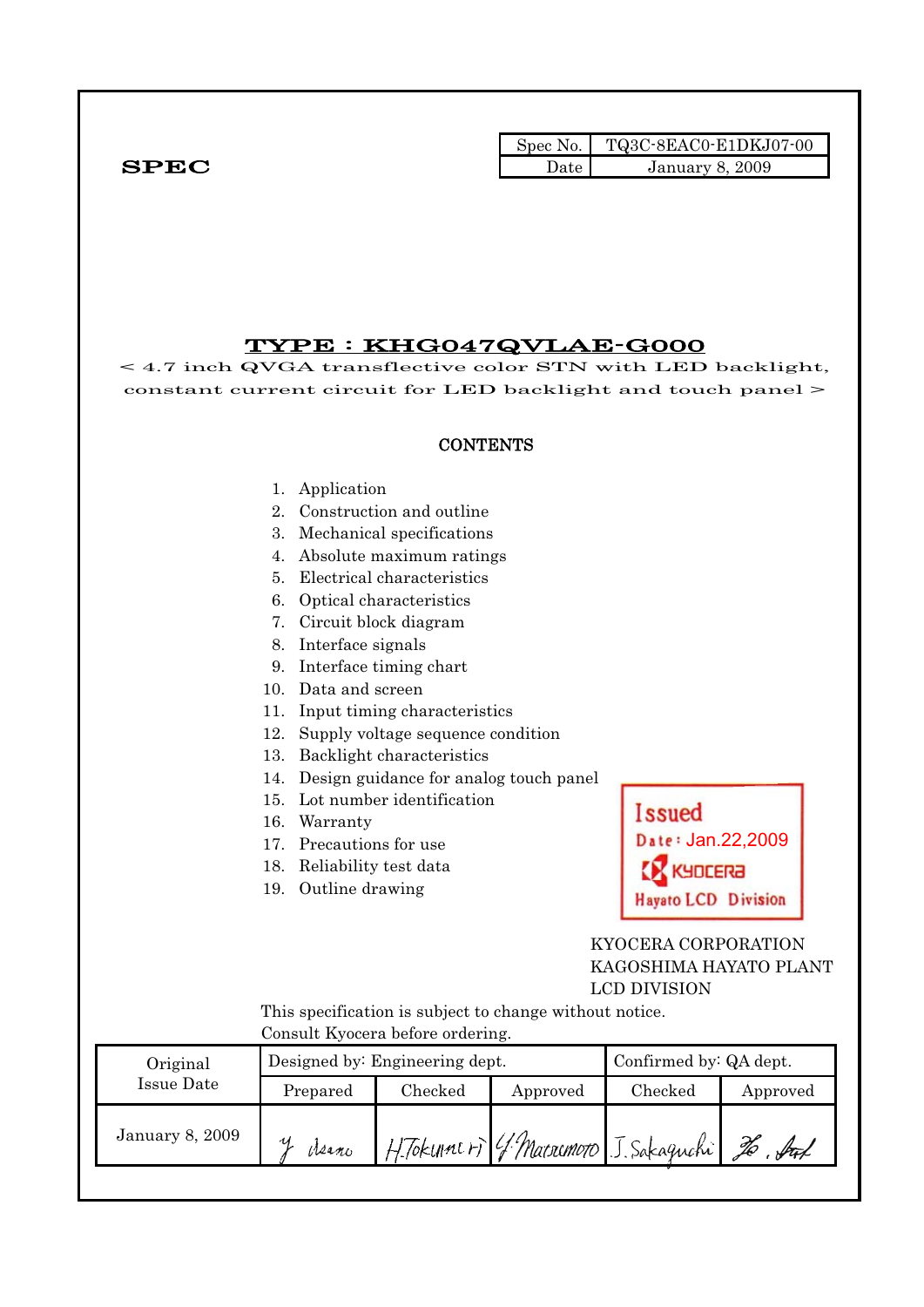**SPEC**

| Spec No. | TQ3C-8EAC0-E1DKJ07-00 |
|---|---|
| Date | January 8, 2009 |

# TYPE : KHG047QVLAE-G000

< 4.7 inch QVGA transflective color STN with LED backlight, constant current circuit for LED backlight and touch panel >

## CONTENTS

1. Application
2. Construction and outline
3. Mechanical specifications
4. Absolute maximum ratings
5. Electrical characteristics
6. Optical characteristics
7. Circuit block diagram
8. Interface signals
9. Interface timing chart
10. Data and screen
11. Input timing characteristics
12. Supply voltage sequence condition
13. Backlight characteristics
14. Design guidance for analog touch panel
15. Lot number identification
16. Warranty
17. Precautions for use
18. Reliability test data
19. Outline drawing

Issued
Date : Jan.22,2009
KYOCERA
Hayato LCD Division

KYOCERA CORPORATION
KAGOSHIMA HAYATO PLANT
LCD DIVISION

This specification is subject to change without notice.
Consult Kyocera before ordering.

| Original Issue Date | Designed by: Engineering dept. | | | Confirmed by: QA dept. | |
|---|---|---|---|---|---|
| | Prepared | Checked | Approved | Checked | Approved |
| January 8, 2009 | Y. Asano | H.Tokunari | Y. Matsumoto | J. Sakaguchi | Ho. Ant |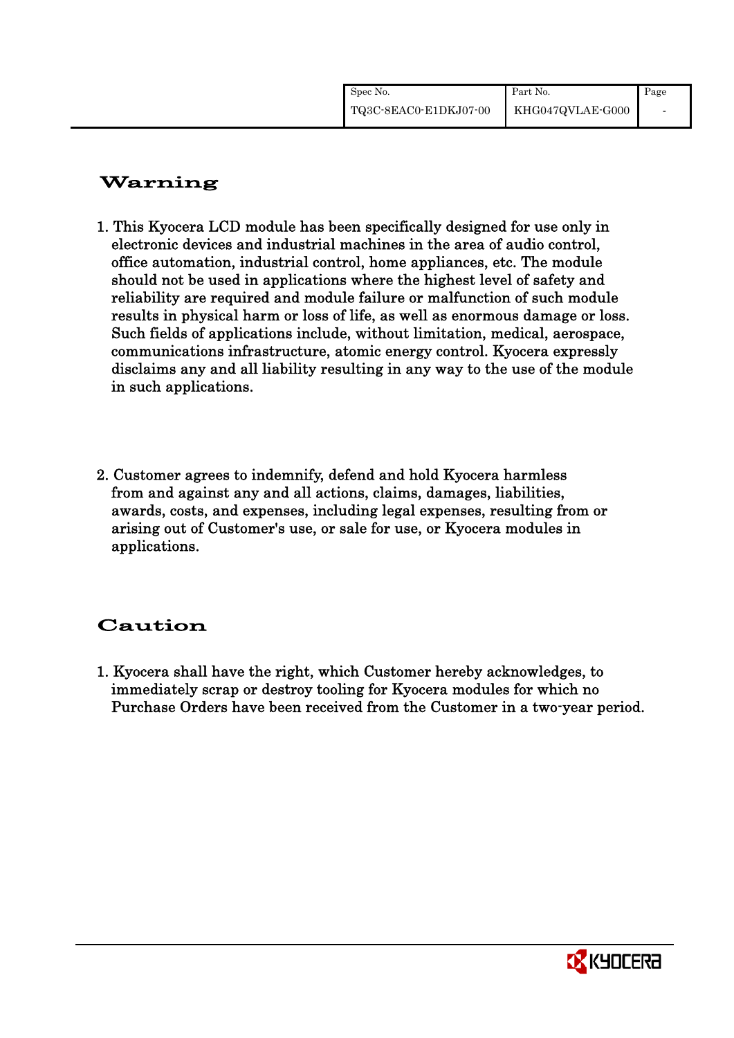# Warning

1. This Kyocera LCD module has been specifically designed for use only in electronic devices and industrial machines in the area of audio control, office automation, industrial control, home appliances, etc. The module should not be used in applications where the highest level of safety and reliability are required and module failure or malfunction of such module results in physical harm or loss of life, as well as enormous damage or loss. Such fields of applications include, without limitation, medical, aerospace, communications infrastructure, atomic energy control. Kyocera expressly disclaims any and all liability resulting in any way to the use of the module in such applications.

2. Customer agrees to indemnify, defend and hold Kyocera harmless from and against any and all actions, claims, damages, liabilities, awards, costs, and expenses, including legal expenses, resulting from or arising out of Customer's use, or sale for use, or Kyocera modules in applications.

# Caution

1. Kyocera shall have the right, which Customer hereby acknowledges, to immediately scrap or destroy tooling for Kyocera modules for which no Purchase Orders have been received from the Customer in a two-year period.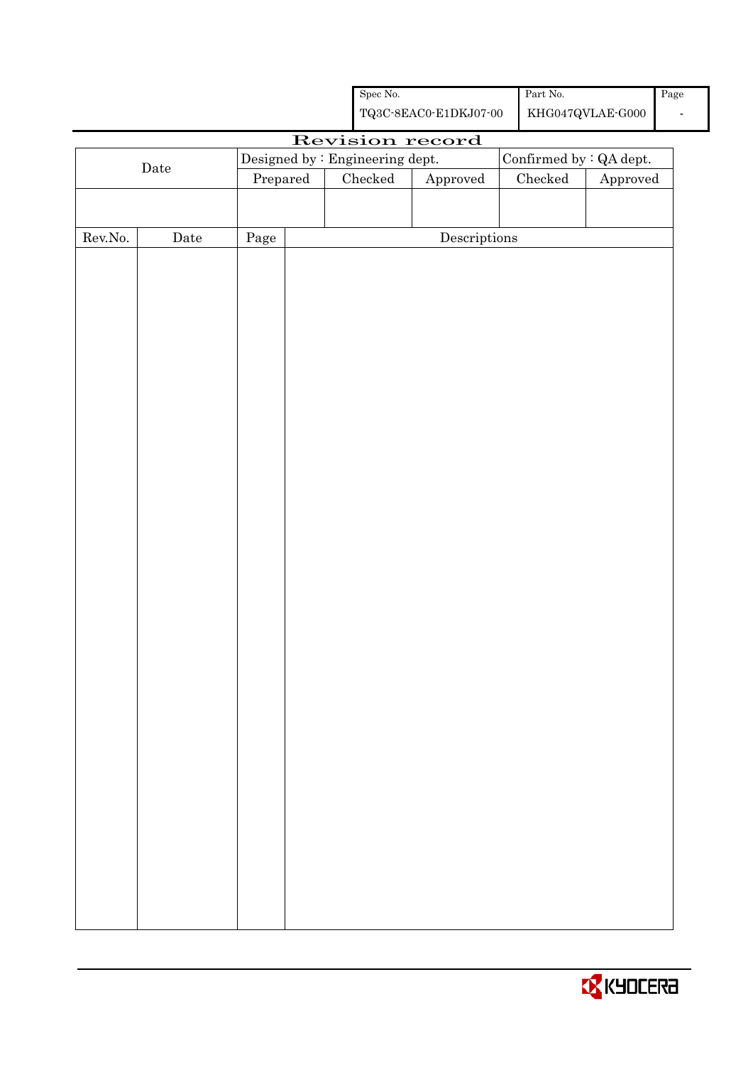| Spec No. | Part No. | Page |
|---|---|---|
| TQ3C-8EAC0-E1DKJ07-00 | KHG047QVLAE-G000 | - |

# Revision record

| Date | Designed by : Engineering dept. | | | Confirmed by : QA dept. | |
|---|---|---|---|---|---|
| | Prepared | Checked | Approved | Checked | Approved |
| | | | | | |

| Rev.No. | Date | Page | Descriptions |
|---|---|---|---|
| | | | |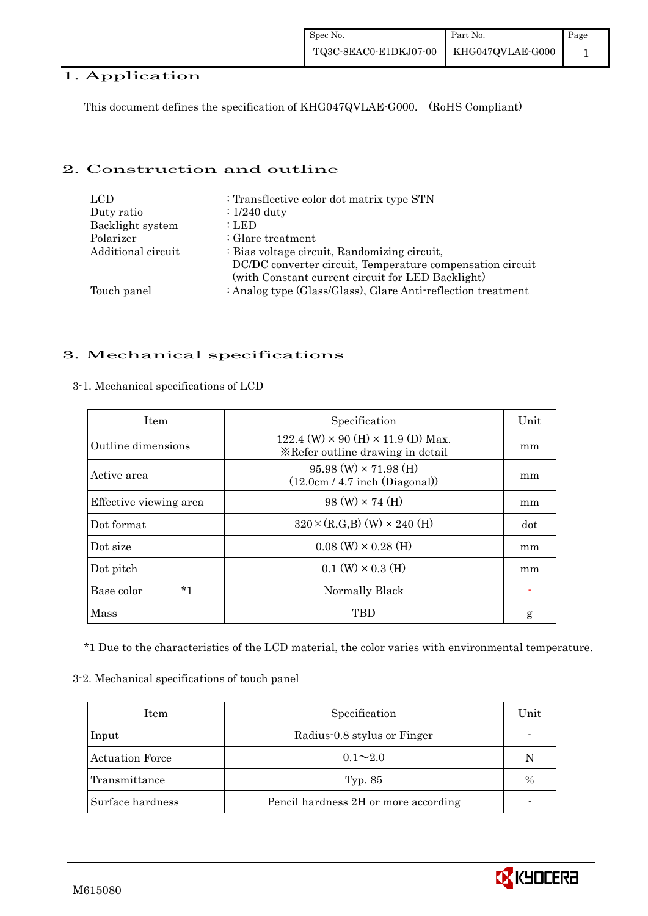## 1. Application

This document defines the specification of KHG047QVLAE-G000.　(RoHS Compliant)

## 2. Construction and outline

LCD　　　　　　　　　: Transflective color dot matrix type STN
Duty ratio　　　　　　: 1/240 duty
Backlight system　　　: LED
Polarizer　　　　　　: Glare treatment
Additional circuit　　 : Bias voltage circuit, Randomizing circuit,
　　　　　　　　　　　DC/DC converter circuit, Temperature compensation circuit
　　　　　　　　　　　(with Constant current circuit for LED Backlight)
Touch panel　　　　　: Analog type (Glass/Glass), Glare Anti-reflection treatment

## 3. Mechanical specifications

### 3-1. Mechanical specifications of LCD

| Item | Specification | Unit |
|---|---|---|
| Outline dimensions | 122.4 (W) × 90 (H) × 11.9 (D) Max.<br>※Refer outline drawing in detail | mm |
| Active area | 95.98 (W) × 71.98 (H)<br>(12.0cm / 4.7 inch (Diagonal)) | mm |
| Effective viewing area | 98 (W) × 74 (H) | mm |
| Dot format | 320×(R,G,B) (W) × 240 (H) | dot |
| Dot size | 0.08 (W) × 0.28 (H) | mm |
| Dot pitch | 0.1 (W) × 0.3 (H) | mm |
| Base color　　*1 | Normally Black | - |
| Mass | TBD | g |

*1 Due to the characteristics of the LCD material, the color varies with environmental temperature.

### 3-2. Mechanical specifications of touch panel

| Item | Specification | Unit |
|---|---|---|
| Input | Radius-0.8 stylus or Finger | - |
| Actuation Force | 0.1～2.0 | N |
| Transmittance | Typ. 85 | % |
| Surface hardness | Pencil hardness 2H or more according | - |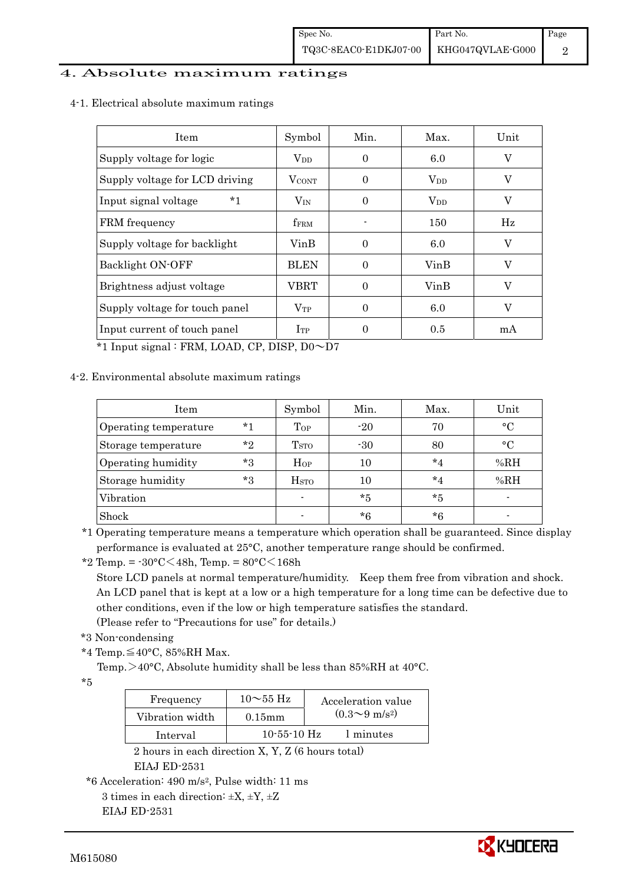## 4. Absolute maximum ratings

### 4-1. Electrical absolute maximum ratings

| Item | Symbol | Min. | Max. | Unit |
|---|---|---|---|---|
| Supply voltage for logic | $V_{DD}$ | 0 | 6.0 | V |
| Supply voltage for LCD driving | $V_{CONT}$ | 0 | $V_{DD}$ | V |
| Input signal voltage *1 | $V_{IN}$ | 0 | $V_{DD}$ | V |
| FRM frequency | $f_{FRM}$ | - | 150 | Hz |
| Supply voltage for backlight | VinB | 0 | 6.0 | V |
| Backlight ON-OFF | BLEN | 0 | VinB | V |
| Brightness adjust voltage | VBRT | 0 | VinB | V |
| Supply voltage for touch panel | $V_{TP}$ | 0 | 6.0 | V |
| Input current of touch panel | $I_{TP}$ | 0 | 0.5 | mA |

*1 Input signal : FRM, LOAD, CP, DISP, D0～D7

### 4-2. Environmental absolute maximum ratings

| Item | Symbol | Min. | Max. | Unit |
|---|---|---|---|---|
| Operating temperature *1 | $T_{OP}$ | -20 | 70 | °C |
| Storage temperature *2 | $T_{STO}$ | -30 | 80 | °C |
| Operating humidity *3 | $H_{OP}$ | 10 | *4 | %RH |
| Storage humidity *3 | $H_{STO}$ | 10 | *4 | %RH |
| Vibration | - | *5 | *5 | - |
| Shock | - | *6 | *6 | - |

*1 Operating temperature means a temperature which operation shall be guaranteed. Since display performance is evaluated at 25°C, another temperature range should be confirmed.

*2 Temp. = -30°C＜48h, Temp. = 80°C＜168h

Store LCD panels at normal temperature/humidity. Keep them free from vibration and shock. An LCD panel that is kept at a low or a high temperature for a long time can be defective due to other conditions, even if the low or high temperature satisfies the standard.

(Please refer to "Precautions for use" for details.)

*3 Non-condensing

*4 Temp.≦40°C, 85%RH Max.

Temp.＞40°C, Absolute humidity shall be less than 85%RH at 40°C.

*5

| Frequency | 10～55 Hz | Acceleration value ($0.3$～$9\ m/s^2$) |
|---|---|---|
| Vibration width | 0.15mm | |
| Interval | 10-55-10 Hz | 1 minutes |

2 hours in each direction X, Y, Z (6 hours total)

EIAJ ED-2531

*6 Acceleration: $490\ m/s^2$, Pulse width: 11 ms

3 times in each direction: ±X, ±Y, ±Z

EIAJ ED-2531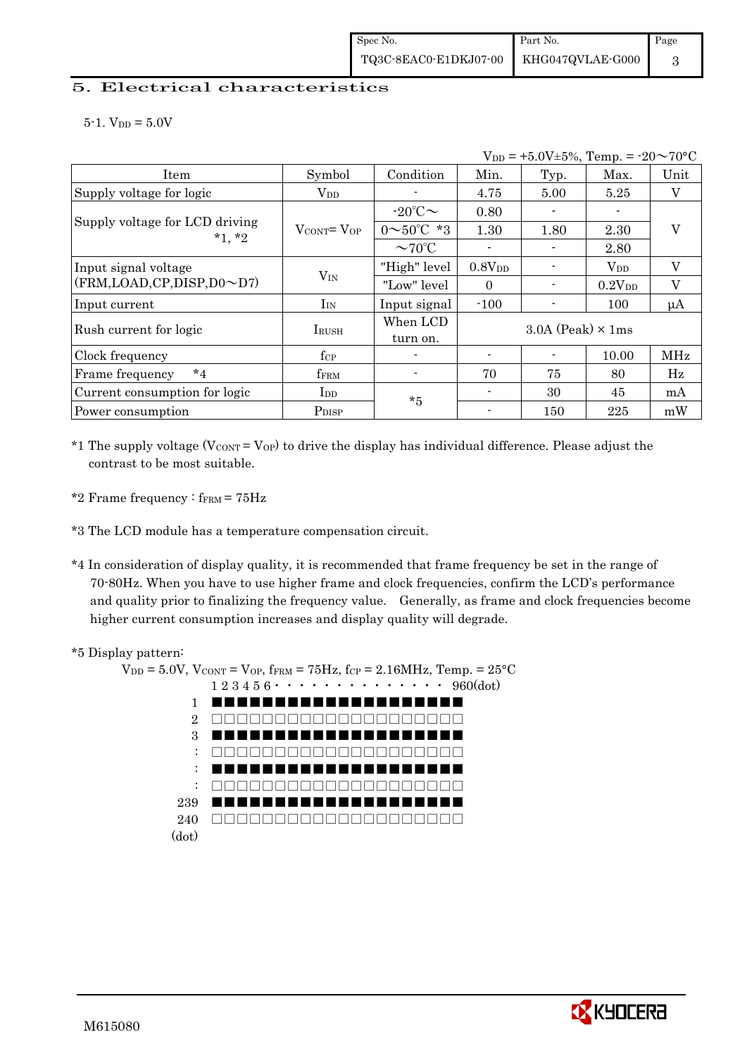## 5. Electrical characteristics

5-1. $V_{DD}$ = 5.0V

$V_{DD}$ = +5.0V±5%, Temp. = -20～70°C

| Item | Symbol | Condition | Min. | Typ. | Max. | Unit |
|---|---|---|---|---|---|---|
| Supply voltage for logic | $V_{DD}$ | - | 4.75 | 5.00 | 5.25 | V |
| Supply voltage for LCD driving *1, *2 | $V_{CONT}$= $V_{OP}$ | -20℃～ | 0.80 | - | - | V |
| | | 0～50℃ *3 | 1.30 | 1.80 | 2.30 | |
| | | ～70℃ | - | - | 2.80 | |
| Input signal voltage (FRM,LOAD,CP,DISP,D0～D7) | $V_{IN}$ | "High" level | 0.8$V_{DD}$ | - | $V_{DD}$ | V |
| | | "Low" level | 0 | - | 0.2$V_{DD}$ | V |
| Input current | $I_{IN}$ | Input signal | -100 | - | 100 | μA |
| Rush current for logic | $I_{RUSH}$ | When LCD turn on. | 3.0A (Peak) × 1ms | | | |
| Clock frequency | $f_{CP}$ | - | - | - | 10.00 | MHz |
| Frame frequency *4 | $f_{FRM}$ | - | 70 | 75 | 80 | Hz |
| Current consumption for logic | $I_{DD}$ | *5 | - | 30 | 45 | mA |
| Power consumption | $P_{DISP}$ | | - | 150 | 225 | mW |

*1 The supply voltage ($V_{CONT}$ = $V_{OP}$) to drive the display has individual difference. Please adjust the contrast to be most suitable.

*2 Frame frequency : $f_{FRM}$ = 75Hz

*3 The LCD module has a temperature compensation circuit.

*4 In consideration of display quality, it is recommended that frame frequency be set in the range of 70-80Hz. When you have to use higher frame and clock frequencies, confirm the LCD's performance and quality prior to finalizing the frequency value. Generally, as frame and clock frequencies become higher current consumption increases and display quality will degrade.

*5 Display pattern:

$V_{DD}$ = 5.0V, $V_{CONT}$ = $V_{OP}$, $f_{FRM}$ = 75Hz, $f_{CP}$ = 2.16MHz, Temp. = 25°C

```
      1 2 3 4 5 6 · · · · · · · · · · · · · ·  960(dot)
  1   ■■■■■■■■■■■■■■■■■■■■■■
  2   □□□□□□□□□□□□□□□□□□□□□□
  3   ■■■■■■■■■■■■■■■■■■■■■■
  :   □□□□□□□□□□□□□□□□□□□□□□
  :   ■■■■■■■■■■■■■■■■■■■■■■
  :   □□□□□□□□□□□□□□□□□□□□□□
239   ■■■■■■■■■■■■■■■■■■■■■■
240   □□□□□□□□□□□□□□□□□□□□□□
(dot)
```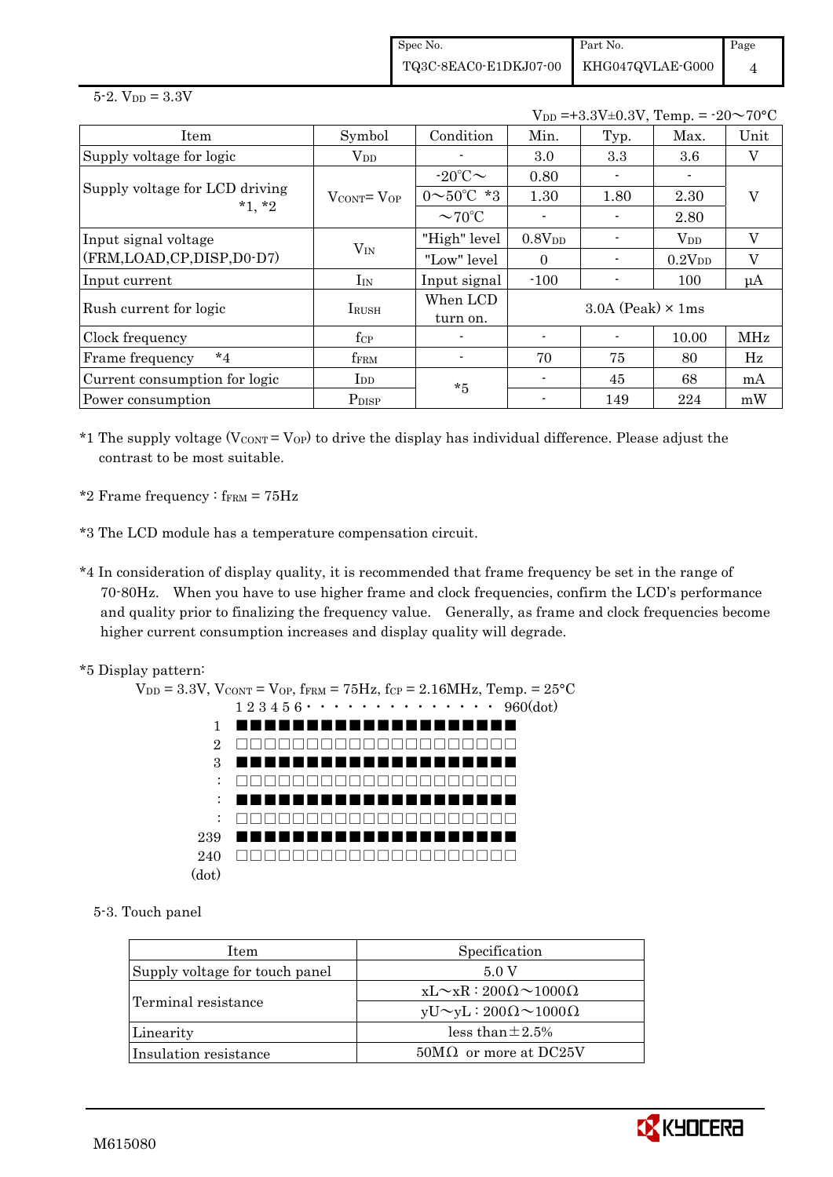5-2. $V_{DD}$ = 3.3V

$V_{DD}$ =+3.3V±0.3V, Temp. = -20～70°C

| Item | Symbol | Condition | Min. | Typ. | Max. | Unit |
|---|---|---|---|---|---|---|
| Supply voltage for logic | $V_{DD}$ | - | 3.0 | 3.3 | 3.6 | V |
| Supply voltage for LCD driving *1, *2 | $V_{CONT}$= $V_{OP}$ | -20°C～ | 0.80 | - | - | V |
| | | 0～50°C *3 | 1.30 | 1.80 | 2.30 | |
| | | ～70°C | - | - | 2.80 | |
| Input signal voltage (FRM,LOAD,CP,DISP,D0-D7) | $V_{IN}$ | "High" level | 0.8$V_{DD}$ | - | $V_{DD}$ | V |
| | | "Low" level | 0 | - | 0.2$V_{DD}$ | V |
| Input current | $I_{IN}$ | Input signal | -100 | - | 100 | μA |
| Rush current for logic | $I_{RUSH}$ | When LCD turn on. | 3.0A (Peak) × 1ms | | | |
| Clock frequency | $f_{CP}$ | - | - | - | 10.00 | MHz |
| Frame frequency *4 | $f_{FRM}$ | - | 70 | 75 | 80 | Hz |
| Current consumption for logic | $I_{DD}$ | *5 | - | 45 | 68 | mA |
| Power consumption | $P_{DISP}$ | | - | 149 | 224 | mW |

*1 The supply voltage ($V_{CONT}$ = $V_{OP}$) to drive the display has individual difference. Please adjust the contrast to be most suitable.

*2 Frame frequency : $f_{FRM}$ = 75Hz

*3 The LCD module has a temperature compensation circuit.

*4 In consideration of display quality, it is recommended that frame frequency be set in the range of 70-80Hz. When you have to use higher frame and clock frequencies, confirm the LCD's performance and quality prior to finalizing the frequency value. Generally, as frame and clock frequencies become higher current consumption increases and display quality will degrade.

*5 Display pattern:

$V_{DD}$ = 3.3V, $V_{CONT}$ = $V_{OP}$, $f_{FRM}$ = 75Hz, $f_{CP}$ = 2.16MHz, Temp. = 25°C

```
        1 2 3 4 5 6 · · · · · · · · · · · · · · ·  960(dot)
  1     ■■■■■■■■■■■■■■■■■■■■
  2     □□□□□□□□□□□□□□□□□□□□
  3     ■■■■■■■■■■■■■■■■■■■■
  :     □□□□□□□□□□□□□□□□□□□□
  :     ■■■■■■■■■■■■■■■■■■■■
  :     □□□□□□□□□□□□□□□□□□□□
239     ■■■■■■■■■■■■■■■■■■■■
240     □□□□□□□□□□□□□□□□□□□□
(dot)
```

5-3. Touch panel

| Item | Specification |
|---|---|
| Supply voltage for touch panel | 5.0 V |
| Terminal resistance | xL～xR : 200Ω～1000Ω |
| | yU～yL : 200Ω～1000Ω |
| Linearity | less than ±2.5% |
| Insulation resistance | 50MΩ or more at DC25V |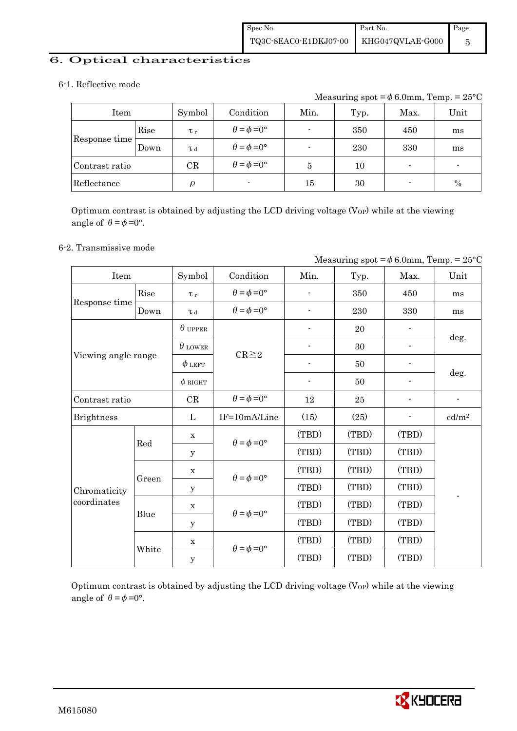## 6. Optical characteristics

### 6-1. Reflective mode

Measuring spot = $\phi$ 6.0mm, Temp. = 25°C

| Item | | Symbol | Condition | Min. | Typ. | Max. | Unit |
|---|---|---|---|---|---|---|---|
| Response time | Rise | $\tau_r$ | $\theta=\phi=0°$ | - | 350 | 450 | ms |
| | Down | $\tau_d$ | $\theta=\phi=0°$ | - | 230 | 330 | ms |
| Contrast ratio | | CR | $\theta=\phi=0°$ | 5 | 10 | - | - |
| Reflectance | | $\rho$ | - | 15 | 30 | - | % |

Optimum contrast is obtained by adjusting the LCD driving voltage ($V_{OP}$) while at the viewing angle of $\theta=\phi=0°$.

### 6-2. Transmissive mode

Measuring spot = $\phi$ 6.0mm, Temp. = 25°C

| Item | | Symbol | Condition | Min. | Typ. | Max. | Unit |
|---|---|---|---|---|---|---|---|
| Response time | Rise | $\tau_r$ | $\theta=\phi=0°$ | - | 350 | 450 | ms |
| | Down | $\tau_d$ | $\theta=\phi=0°$ | - | 230 | 330 | ms |
| Viewing angle range | | $\theta_{UPPER}$ | CR≧2 | - | 20 | - | deg. |
| | | $\theta_{LOWER}$ | | - | 30 | - | |
| | | $\phi_{LEFT}$ | | - | 50 | - | deg. |
| | | $\phi_{RIGHT}$ | | - | 50 | - | |
| Contrast ratio | | CR | $\theta=\phi=0°$ | 12 | 25 | - | - |
| Brightness | | L | IF=10mA/Line | (15) | (25) | - | cd/m² |
| Chromaticity coordinates | Red | x | $\theta=\phi=0°$ | (TBD) | (TBD) | (TBD) | - |
| | | y | | (TBD) | (TBD) | (TBD) | |
| | Green | x | $\theta=\phi=0°$ | (TBD) | (TBD) | (TBD) | |
| | | y | | (TBD) | (TBD) | (TBD) | |
| | Blue | x | $\theta=\phi=0°$ | (TBD) | (TBD) | (TBD) | |
| | | y | | (TBD) | (TBD) | (TBD) | |
| | White | x | $\theta=\phi=0°$ | (TBD) | (TBD) | (TBD) | |
| | | y | | (TBD) | (TBD) | (TBD) | |

Optimum contrast is obtained by adjusting the LCD driving voltage ($V_{OP}$) while at the viewing angle of $\theta=\phi=0°$.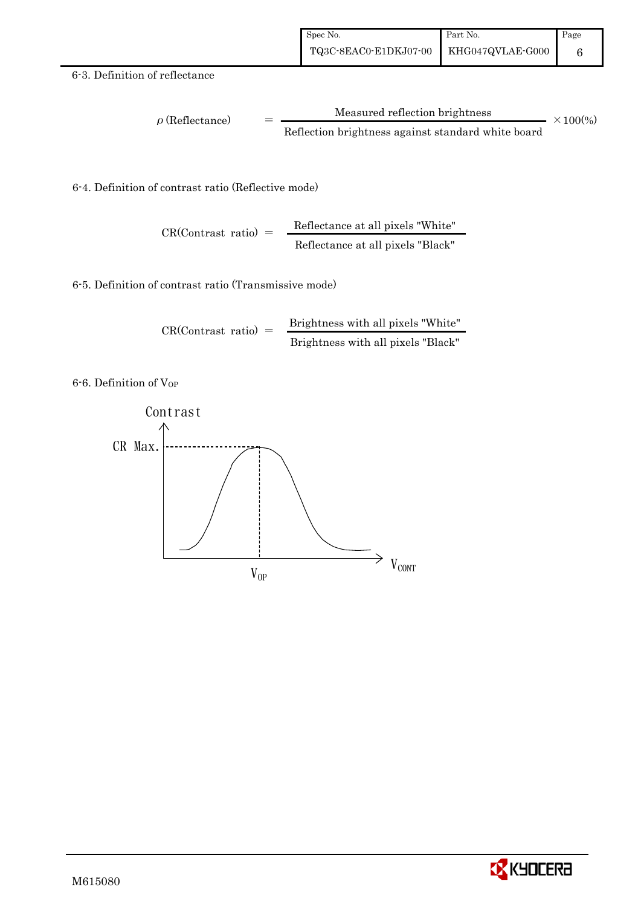6-3. Definition of reflectance

$$\rho \text{ (Reflectance)} = \frac{\text{Measured reflection brightness}}{\text{Reflection brightness against standard white board}} \times 100(\%)$$

6-4. Definition of contrast ratio (Reflective mode)

$$\text{CR(Contrast ratio)} = \frac{\text{Reflectance at all pixels "White"}}{\text{Reflectance at all pixels "Black"}}$$

6-5. Definition of contrast ratio (Transmissive mode)

$$\text{CR(Contrast ratio)} = \frac{\text{Brightness with all pixels "White"}}{\text{Brightness with all pixels "Black"}}$$

6-6. Definition of $V_{OP}$

Contrast

CR Max.

$V_{OP}$

$V_{CONT}$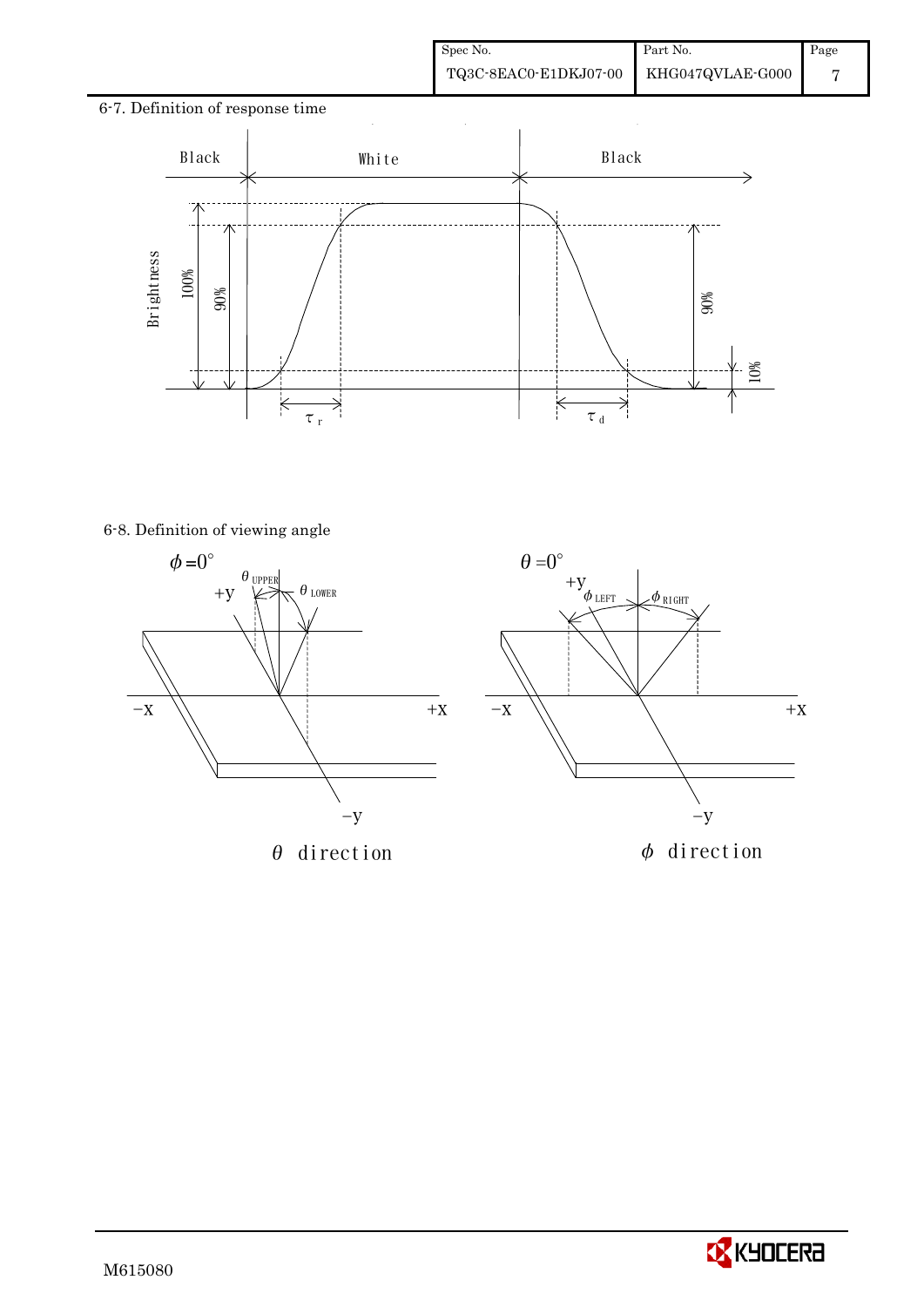6-7. Definition of response time

Black | White | Black

Brightness | 100% | 90% | 90% | 10%

$\tau_r$ | $\tau_d$

6-8. Definition of viewing angle

$\phi = 0°$ | $\theta_{UPPER}$ | $\theta_{LOWER}$ | +y | −X | +X | −y

$\theta$ direction

$\theta = 0°$ | +y | $\phi_{LEFT}$ | $\phi_{RIGHT}$ | −X | +X | −y

$\phi$ direction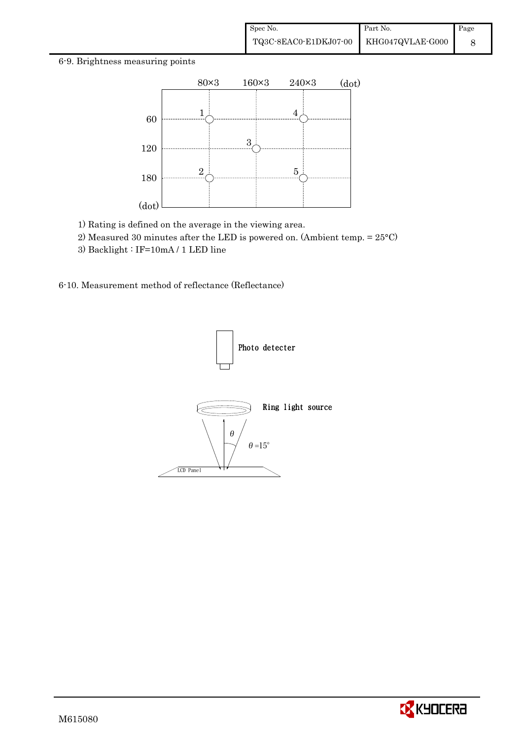6-9. Brightness measuring points

1) Rating is defined on the average in the viewing area.

2) Measured 30 minutes after the LED is powered on. (Ambient temp. = 25°C)

3) Backlight : IF=10mA / 1 LED line

6-10. Measurement method of reflectance (Reflectance)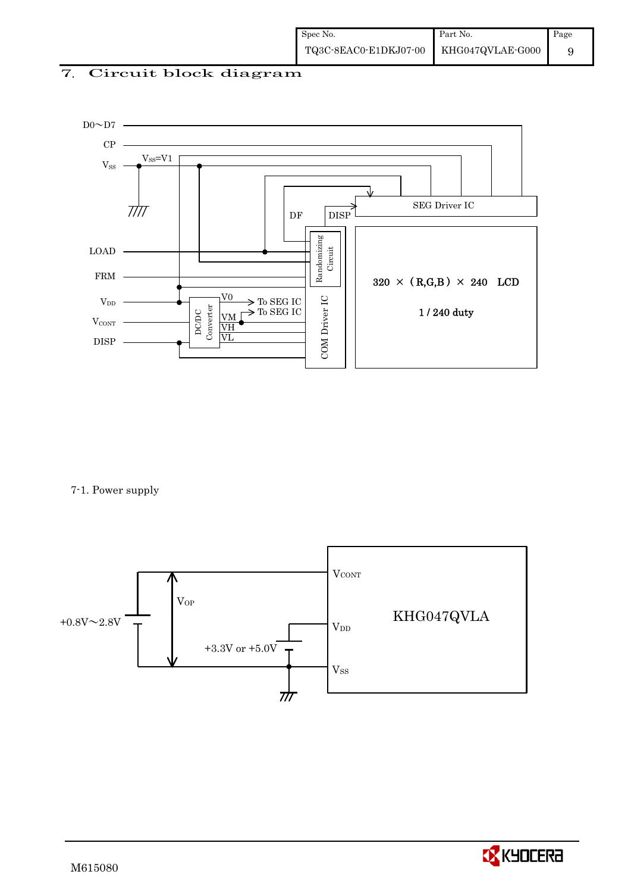## 7. Circuit block diagram

D0～D7

CP

$V_{SS}$ $V_{SS}$=V1

LOAD

FRM

$V_{DD}$

$V_{CONT}$

DISP

DF DISP

SEG Driver IC

Randomizing Circuit

COM Driver IC

DC/DC Converter

V0 → To SEG IC

VM → To SEG IC

VH

VL

320 × (R,G,B) × 240 LCD

1 / 240 duty

7-1. Power supply

+0.8V～2.8V

$V_{OP}$

+3.3V or +5.0V

$V_{CONT}$

$V_{DD}$

$V_{SS}$

KHG047QVLA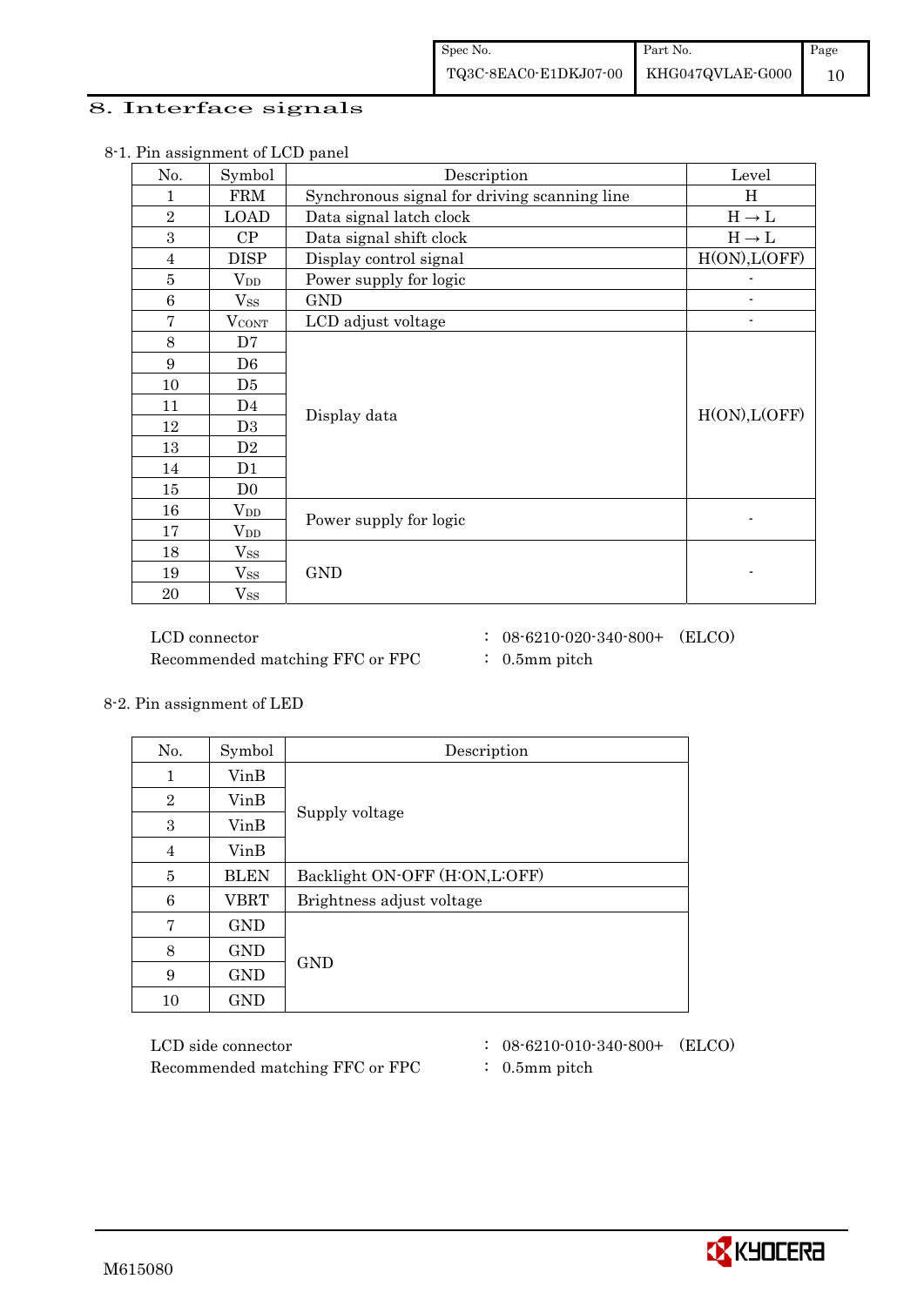## 8. Interface signals

8-1. Pin assignment of LCD panel

| No. | Symbol | Description | Level |
|---|---|---|---|
| 1 | FRM | Synchronous signal for driving scanning line | H |
| 2 | LOAD | Data signal latch clock | H → L |
| 3 | CP | Data signal shift clock | H → L |
| 4 | DISP | Display control signal | H(ON),L(OFF) |
| 5 | $V_{DD}$ | Power supply for logic | - |
| 6 | $V_{SS}$ | GND | - |
| 7 | $V_{CONT}$ | LCD adjust voltage | - |
| 8 | D7 | Display data | H(ON),L(OFF) |
| 9 | D6 | | |
| 10 | D5 | | |
| 11 | D4 | | |
| 12 | D3 | | |
| 13 | D2 | | |
| 14 | D1 | | |
| 15 | D0 | | |
| 16 | $V_{DD}$ | Power supply for logic | - |
| 17 | $V_{DD}$ | | |
| 18 | $V_{SS}$ | GND | - |
| 19 | $V_{SS}$ | | |
| 20 | $V_{SS}$ | | |

LCD connector : 08-6210-020-340-800+ (ELCO)
Recommended matching FFC or FPC : 0.5mm pitch

8-2. Pin assignment of LED

| No. | Symbol | Description |
|---|---|---|
| 1 | VinB | Supply voltage |
| 2 | VinB | |
| 3 | VinB | |
| 4 | VinB | |
| 5 | BLEN | Backlight ON-OFF (H:ON,L:OFF) |
| 6 | VBRT | Brightness adjust voltage |
| 7 | GND | GND |
| 8 | GND | |
| 9 | GND | |
| 10 | GND | |

LCD side connector : 08-6210-010-340-800+ (ELCO)
Recommended matching FFC or FPC : 0.5mm pitch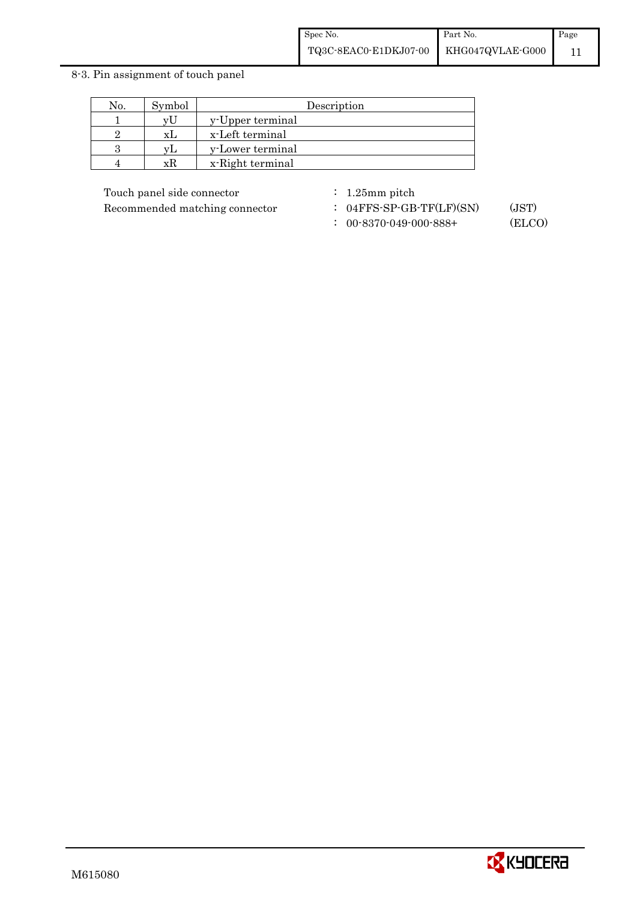## 8-3. Pin assignment of touch panel

| No. | Symbol | Description |
|---|---|---|
| 1 | yU | y-Upper terminal |
| 2 | xL | x-Left terminal |
| 3 | yL | y-Lower terminal |
| 4 | xR | x-Right terminal |

Touch panel side connector : 1.25mm pitch

Recommended matching connector : 04FFS-SP-GB-TF(LF)(SN) (JST)

: 00-8370-049-000-888+ (ELCO)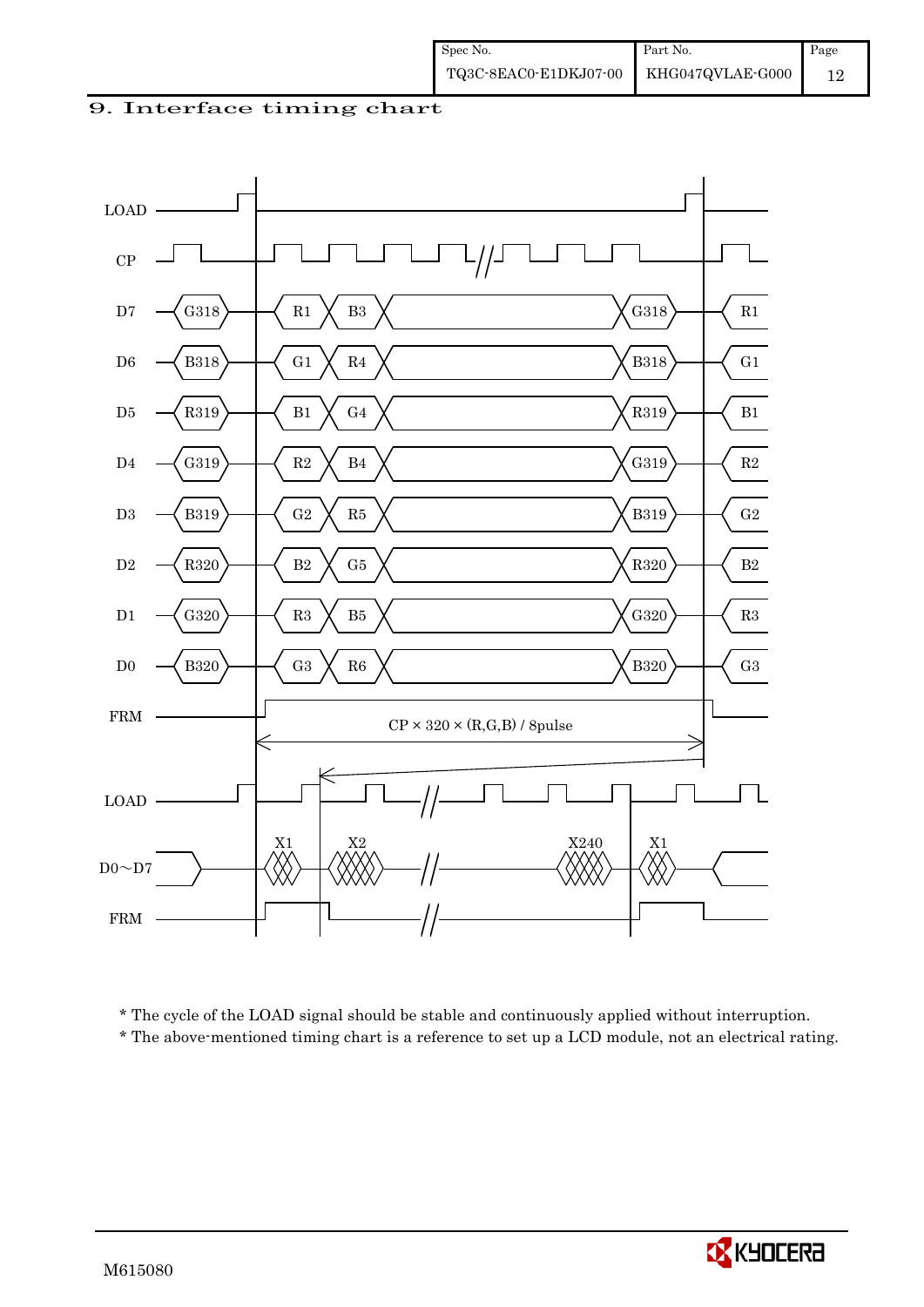# 9. Interface timing chart

LOAD

CP

D7 G318 R1 B3 G318 R1

D6 B318 G1 R4 B318 G1

D5 R319 B1 G4 R319 B1

D4 G319 R2 B4 G319 R2

D3 B319 G2 R5 B319 G2

D2 R320 B2 G5 R320 B2

D1 G320 R3 B5 G320 R3

D0 B320 G3 R6 B320 G3

FRM

CP × 320 × (R,G,B) / 8pulse

LOAD

D0～D7 X1 X2 X240 X1

FRM

* The cycle of the LOAD signal should be stable and continuously applied without interruption.

* The above-mentioned timing chart is a reference to set up a LCD module, not an electrical rating.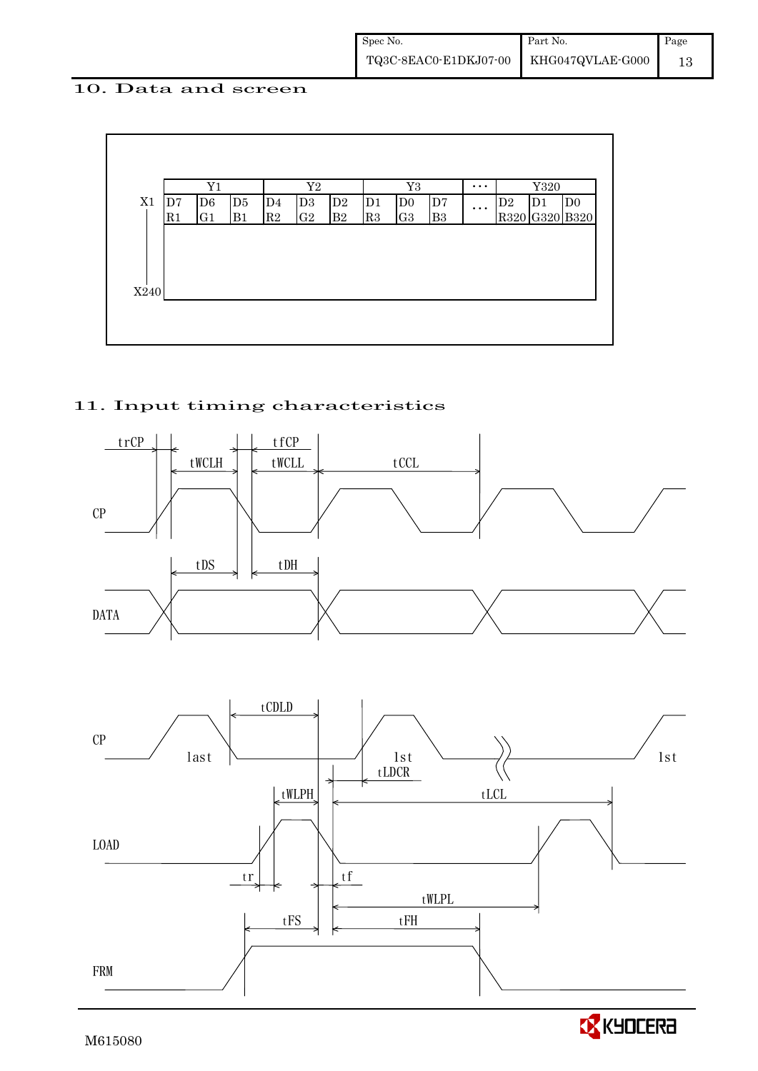## 10. Data and screen

| | Y1 | | | Y2 | | | Y3 | | | ・・・ | Y320 | | |
|---|---|---|---|---|---|---|---|---|---|---|---|---|---|
| X1 | D7 R1 | D6 G1 | D5 B1 | D4 R2 | D3 G2 | D2 B2 | D1 R3 | D0 G3 | D7 B3 | ・・・ | D2 R320 | D1 G320 | D0 B320 |
| X240 | | | | | | | | | | | | | |

## 11. Input timing characteristics

CP, DATA: trCP, tWCLH, tfCP, tWCLL, tCCL, tDS, tDH

CP (last, 1st, 1st), LOAD, FRM: tCDLD, tLDCR, tWLPH, tLCL, tr, tf, tWLPL, tFS, tFH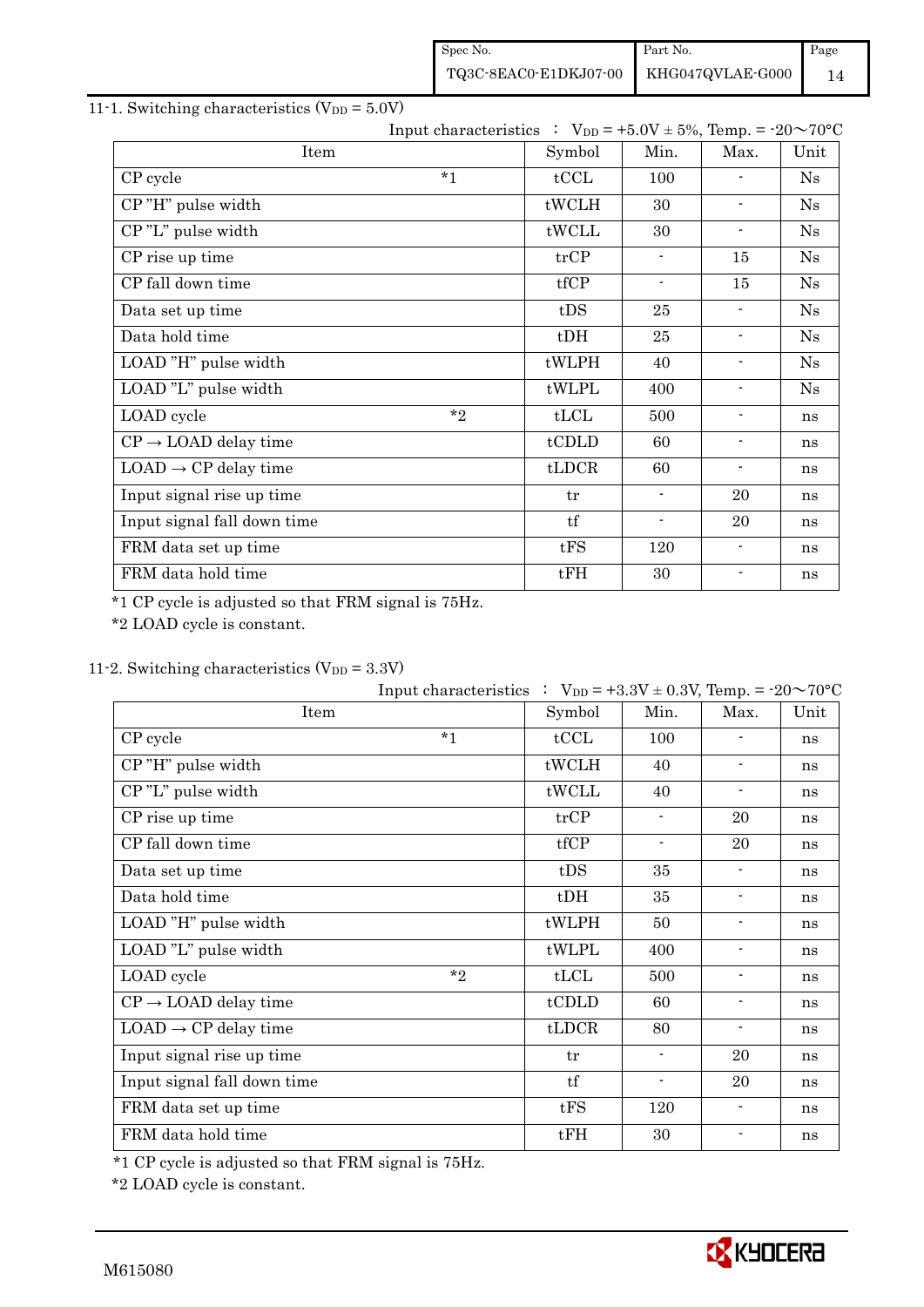11-1. Switching characteristics ($V_{DD}$ = 5.0V)

Input characteristics ： $V_{DD}$ = +5.0V ± 5%, Temp. = -20～70°C

| Item | | Symbol | Min. | Max. | Unit |
|---|---|---|---|---|---|
| CP cycle | *1 | tCCL | 100 | - | Ns |
| CP "H" pulse width | | tWCLH | 30 | - | Ns |
| CP "L" pulse width | | tWCLL | 30 | - | Ns |
| CP rise up time | | trCP | - | 15 | Ns |
| CP fall down time | | tfCP | - | 15 | Ns |
| Data set up time | | tDS | 25 | - | Ns |
| Data hold time | | tDH | 25 | - | Ns |
| LOAD "H" pulse width | | tWLPH | 40 | - | Ns |
| LOAD "L" pulse width | | tWLPL | 400 | - | Ns |
| LOAD cycle | *2 | tLCL | 500 | - | ns |
| CP → LOAD delay time | | tCDLD | 60 | - | ns |
| LOAD → CP delay time | | tLDCR | 60 | - | ns |
| Input signal rise up time | | tr | - | 20 | ns |
| Input signal fall down time | | tf | - | 20 | ns |
| FRM data set up time | | tFS | 120 | - | ns |
| FRM data hold time | | tFH | 30 | - | ns |

*1 CP cycle is adjusted so that FRM signal is 75Hz.

*2 LOAD cycle is constant.

11-2. Switching characteristics ($V_{DD}$ = 3.3V)

Input characteristics ： $V_{DD}$ = +3.3V ± 0.3V, Temp. = -20～70°C

| Item | | Symbol | Min. | Max. | Unit |
|---|---|---|---|---|---|
| CP cycle | *1 | tCCL | 100 | - | ns |
| CP "H" pulse width | | tWCLH | 40 | - | ns |
| CP "L" pulse width | | tWCLL | 40 | - | ns |
| CP rise up time | | trCP | - | 20 | ns |
| CP fall down time | | tfCP | - | 20 | ns |
| Data set up time | | tDS | 35 | - | ns |
| Data hold time | | tDH | 35 | - | ns |
| LOAD "H" pulse width | | tWLPH | 50 | - | ns |
| LOAD "L" pulse width | | tWLPL | 400 | - | ns |
| LOAD cycle | *2 | tLCL | 500 | - | ns |
| CP → LOAD delay time | | tCDLD | 60 | - | ns |
| LOAD → CP delay time | | tLDCR | 80 | - | ns |
| Input signal rise up time | | tr | - | 20 | ns |
| Input signal fall down time | | tf | - | 20 | ns |
| FRM data set up time | | tFS | 120 | - | ns |
| FRM data hold time | | tFH | 30 | - | ns |

*1 CP cycle is adjusted so that FRM signal is 75Hz.

*2 LOAD cycle is constant.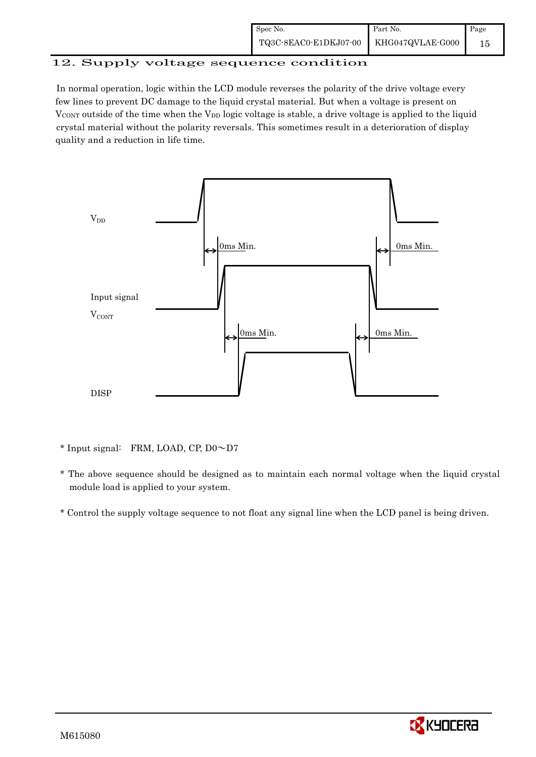## 12. Supply voltage sequence condition

In normal operation, logic within the LCD module reverses the polarity of the drive voltage every few lines to prevent DC damage to the liquid crystal material. But when a voltage is present on $V_{CONT}$ outside of the time when the $V_{DD}$ logic voltage is stable, a drive voltage is applied to the liquid crystal material without the polarity reversals. This sometimes result in a deterioration of display quality and a reduction in life time.

$V_{DD}$

0ms Min.　　　　0ms Min.

Input signal

$V_{CONT}$

0ms Min.　　　　0ms Min.

DISP

\* Input signal:　FRM, LOAD, CP, D0～D7

\* The above sequence should be designed as to maintain each normal voltage when the liquid crystal module load is applied to your system.

\* Control the supply voltage sequence to not float any signal line when the LCD panel is being driven.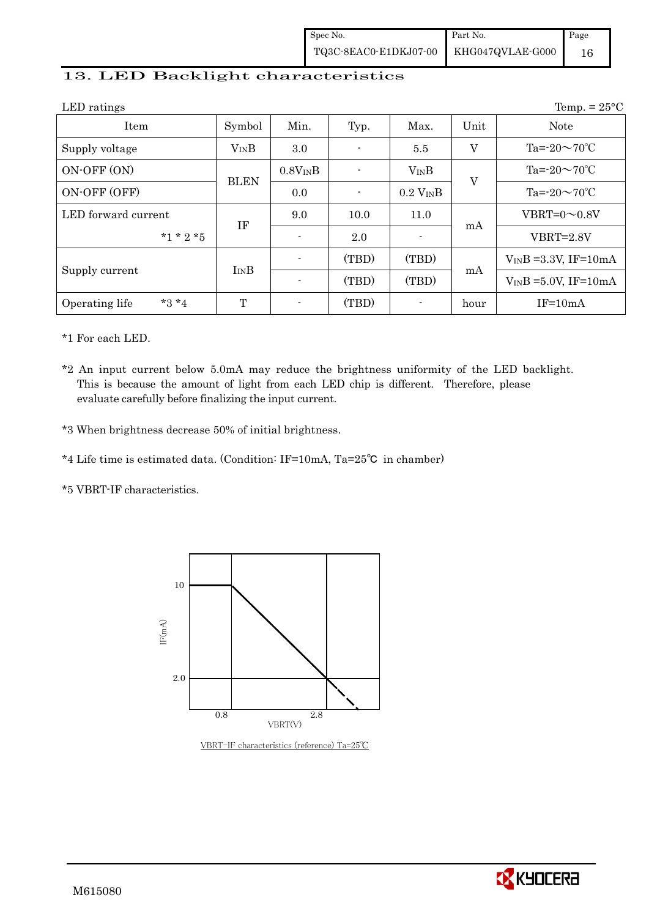## 13. LED Backlight characteristics

LED ratings　　　　　　　　　　　　　　　　　　　　　　　　　　　　　　　　　　　Temp. = 25°C

| Item | Symbol | Min. | Typ. | Max. | Unit | Note |
|---|---|---|---|---|---|---|
| Supply voltage | $V_{IN}B$ | 3.0 | - | 5.5 | V | Ta=-20～70℃ |
| ON-OFF (ON) | BLEN | $0.8V_{IN}B$ | - | $V_{IN}B$ | V | Ta=-20～70℃ |
| ON-OFF (OFF) | | 0.0 | - | $0.2\ V_{IN}B$ | | Ta=-20～70℃ |
| LED forward current | IF | 9.0 | 10.0 | 11.0 | mA | VBRT=0～0.8V |
| *1 * 2 *5 | | - | 2.0 | - | | VBRT=2.8V |
| Supply current | $I_{IN}B$ | - | (TBD) | (TBD) | mA | $V_{IN}B$ =3.3V, IF=10mA |
| | | - | (TBD) | (TBD) | | $V_{IN}B$ =5.0V, IF=10mA |
| Operating life *3 *4 | T | - | (TBD) | - | hour | IF=10mA |

*1 For each LED.

*2 An input current below 5.0mA may reduce the brightness uniformity of the LED backlight. This is because the amount of light from each LED chip is different. Therefore, please evaluate carefully before finalizing the input current.

*3 When brightness decrease 50% of initial brightness.

*4 Life time is estimated data. (Condition: IF=10mA, Ta=25℃ in chamber)

*5 VBRT-IF characteristics.

VBRT-IF characteristics (reference) Ta=25℃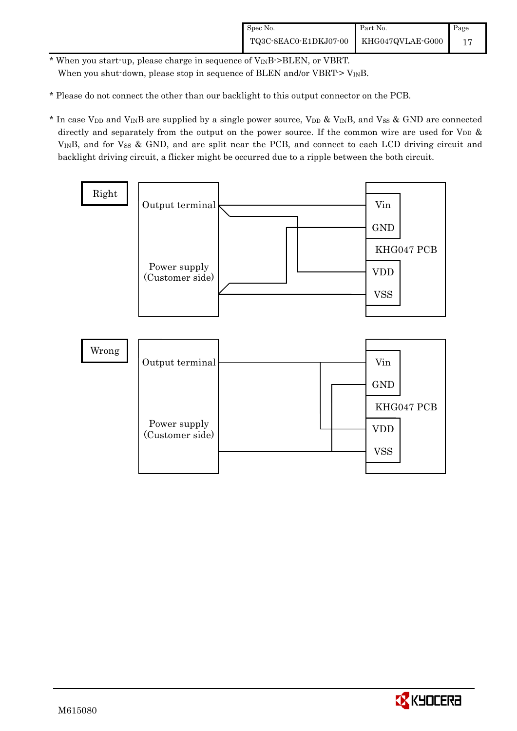* When you start-up, please charge in sequence of $V_{IN}B$->BLEN, or VBRT.
  When you shut-down, please stop in sequence of BLEN and/or VBRT-> $V_{IN}B$.

* Please do not connect the other than our backlight to this output connector on the PCB.

* In case $V_{DD}$ and $V_{IN}B$ are supplied by a single power source, $V_{DD}$ & $V_{IN}B$, and $V_{SS}$ & GND are connected directly and separately from the output on the power source. If the common wire are used for $V_{DD}$ & $V_{IN}B$, and for $V_{SS}$ & GND, and are split near the PCB, and connect to each LCD driving circuit and backlight driving circuit, a flicker might be occurred due to a ripple between the both circuit.

Right

Output terminal

Power supply
(Customer side)

Vin
GND
KHG047 PCB
VDD
VSS

Wrong

Output terminal

Power supply
(Customer side)

Vin
GND
KHG047 PCB
VDD
VSS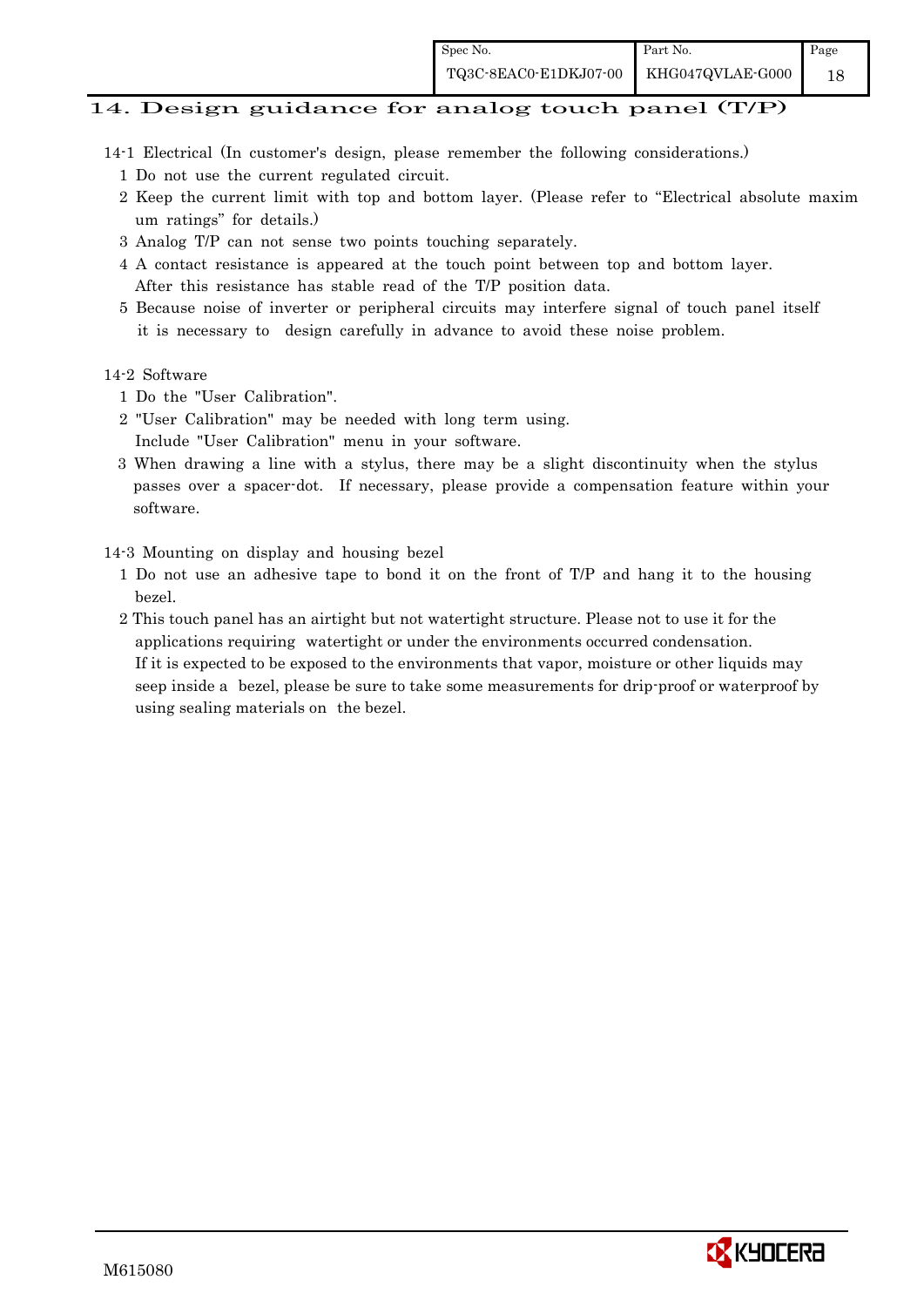## 14. Design guidance for analog touch panel (T/P)

14-1 Electrical (In customer's design, please remember the following considerations.)

1 Do not use the current regulated circuit.

2 Keep the current limit with top and bottom layer. (Please refer to "Electrical absolute maximum ratings" for details.)

3 Analog T/P can not sense two points touching separately.

4 A contact resistance is appeared at the touch point between top and bottom layer. After this resistance has stable read of the T/P position data.

5 Because noise of inverter or peripheral circuits may interfere signal of touch panel itself it is necessary to design carefully in advance to avoid these noise problem.

14-2 Software

1 Do the "User Calibration".

2 "User Calibration" may be needed with long term using. Include "User Calibration" menu in your software.

3 When drawing a line with a stylus, there may be a slight discontinuity when the stylus passes over a spacer-dot. If necessary, please provide a compensation feature within your software.

14-3 Mounting on display and housing bezel

1 Do not use an adhesive tape to bond it on the front of T/P and hang it to the housing bezel.

2 This touch panel has an airtight but not watertight structure. Please not to use it for the applications requiring watertight or under the environments occurred condensation. If it is expected to be exposed to the environments that vapor, moisture or other liquids may seep inside a bezel, please be sure to take some measurements for drip-proof or waterproof by using sealing materials on the bezel.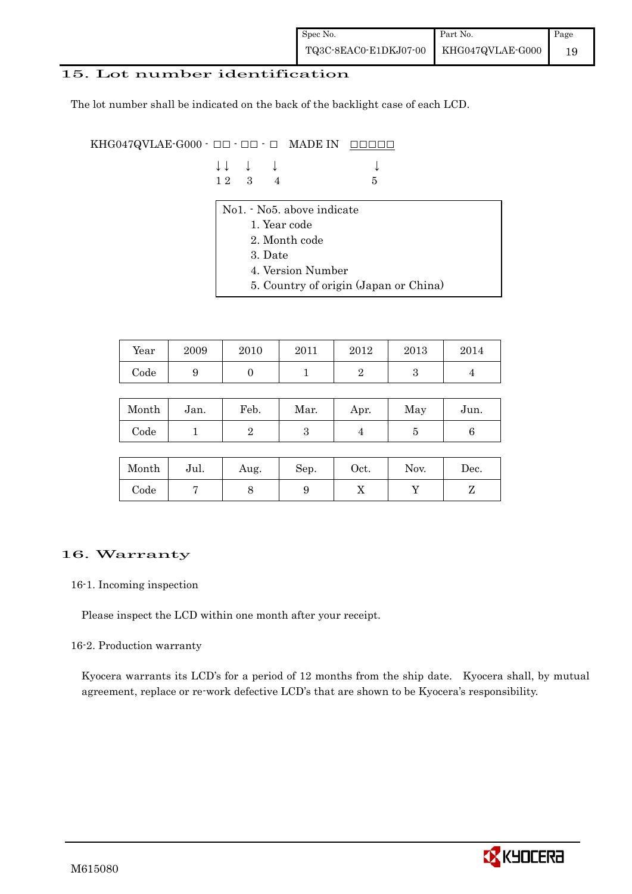## 15. Lot number identification

The lot number shall be indicated on the back of the backlight case of each LCD.

```
KHG047QVLAE-G000 - □□ - □□ - □   MADE IN  □□□□□
                   ↓↓   ↓    ↓              ↓
                   1 2  3    4              5
```

No1. - No5. above indicate

1. Year code
2. Month code
3. Date
4. Version Number
5. Country of origin (Japan or China)

| Year | 2009 | 2010 | 2011 | 2012 | 2013 | 2014 |
|---|---|---|---|---|---|---|
| Code | 9 | 0 | 1 | 2 | 3 | 4 |

| Month | Jan. | Feb. | Mar. | Apr. | May | Jun. |
|---|---|---|---|---|---|---|
| Code | 1 | 2 | 3 | 4 | 5 | 6 |

| Month | Jul. | Aug. | Sep. | Oct. | Nov. | Dec. |
|---|---|---|---|---|---|---|
| Code | 7 | 8 | 9 | X | Y | Z |

## 16. Warranty

### 16-1. Incoming inspection

Please inspect the LCD within one month after your receipt.

### 16-2. Production warranty

Kyocera warrants its LCD's for a period of 12 months from the ship date. Kyocera shall, by mutual agreement, replace or re-work defective LCD's that are shown to be Kyocera's responsibility.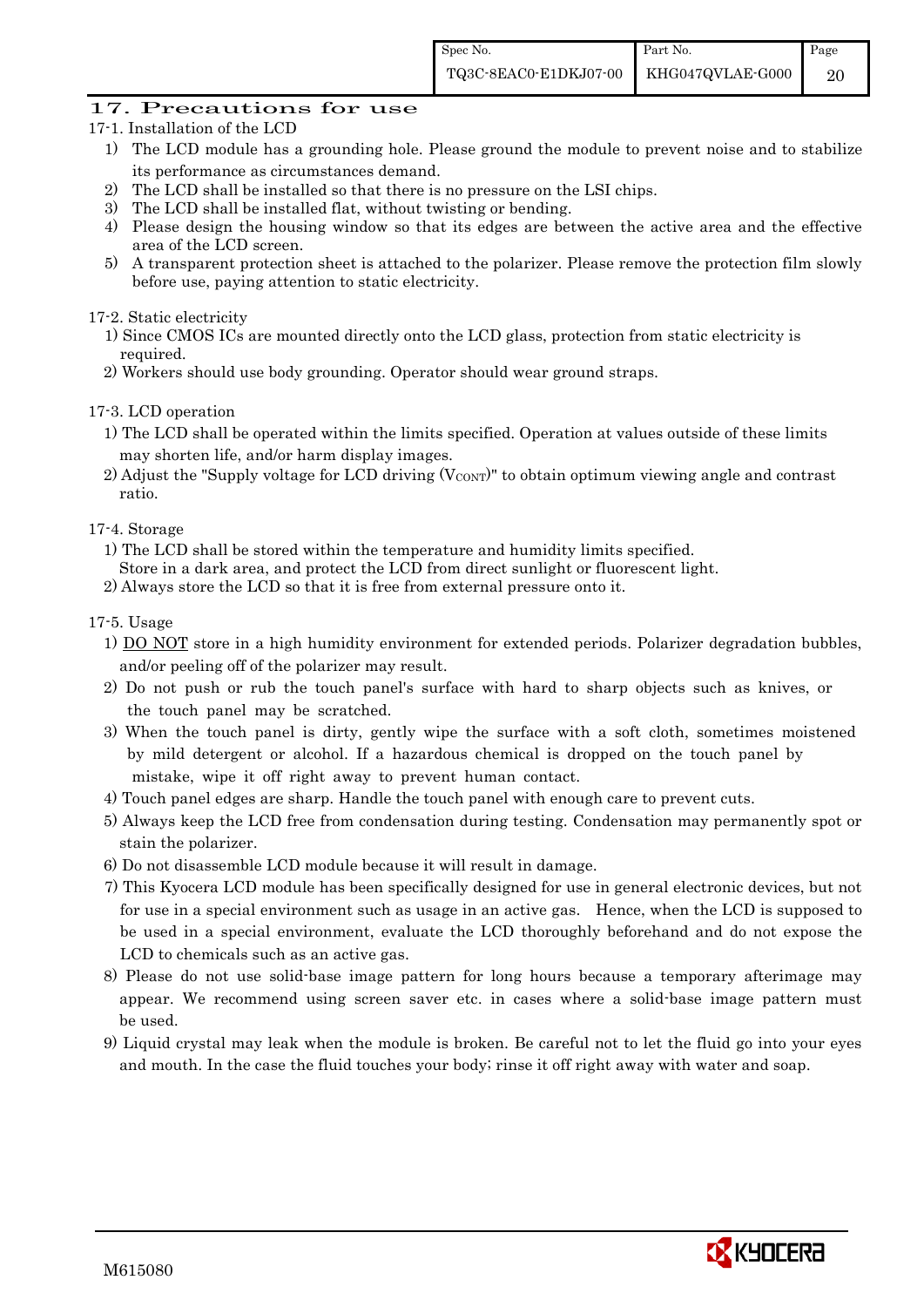## 17. Precautions for use

17-1. Installation of the LCD

1) The LCD module has a grounding hole. Please ground the module to prevent noise and to stabilize its performance as circumstances demand.
2) The LCD shall be installed so that there is no pressure on the LSI chips.
3) The LCD shall be installed flat, without twisting or bending.
4) Please design the housing window so that its edges are between the active area and the effective area of the LCD screen.
5) A transparent protection sheet is attached to the polarizer. Please remove the protection film slowly before use, paying attention to static electricity.

17-2. Static electricity

1) Since CMOS ICs are mounted directly onto the LCD glass, protection from static electricity is required.
2) Workers should use body grounding. Operator should wear ground straps.

17-3. LCD operation

1) The LCD shall be operated within the limits specified. Operation at values outside of these limits may shorten life, and/or harm display images.
2) Adjust the "Supply voltage for LCD driving ($V_{CONT}$)" to obtain optimum viewing angle and contrast ratio.

17-4. Storage

1) The LCD shall be stored within the temperature and humidity limits specified.
   Store in a dark area, and protect the LCD from direct sunlight or fluorescent light.
2) Always store the LCD so that it is free from external pressure onto it.

17-5. Usage

1) DO NOT store in a high humidity environment for extended periods. Polarizer degradation bubbles, and/or peeling off of the polarizer may result.
2) Do not push or rub the touch panel's surface with hard to sharp objects such as knives, or the touch panel may be scratched.
3) When the touch panel is dirty, gently wipe the surface with a soft cloth, sometimes moistened by mild detergent or alcohol. If a hazardous chemical is dropped on the touch panel by mistake, wipe it off right away to prevent human contact.
4) Touch panel edges are sharp. Handle the touch panel with enough care to prevent cuts.
5) Always keep the LCD free from condensation during testing. Condensation may permanently spot or stain the polarizer.
6) Do not disassemble LCD module because it will result in damage.
7) This Kyocera LCD module has been specifically designed for use in general electronic devices, but not for use in a special environment such as usage in an active gas. Hence, when the LCD is supposed to be used in a special environment, evaluate the LCD thoroughly beforehand and do not expose the LCD to chemicals such as an active gas.
8) Please do not use solid-base image pattern for long hours because a temporary afterimage may appear. We recommend using screen saver etc. in cases where a solid-base image pattern must be used.
9) Liquid crystal may leak when the module is broken. Be careful not to let the fluid go into your eyes and mouth. In the case the fluid touches your body; rinse it off right away with water and soap.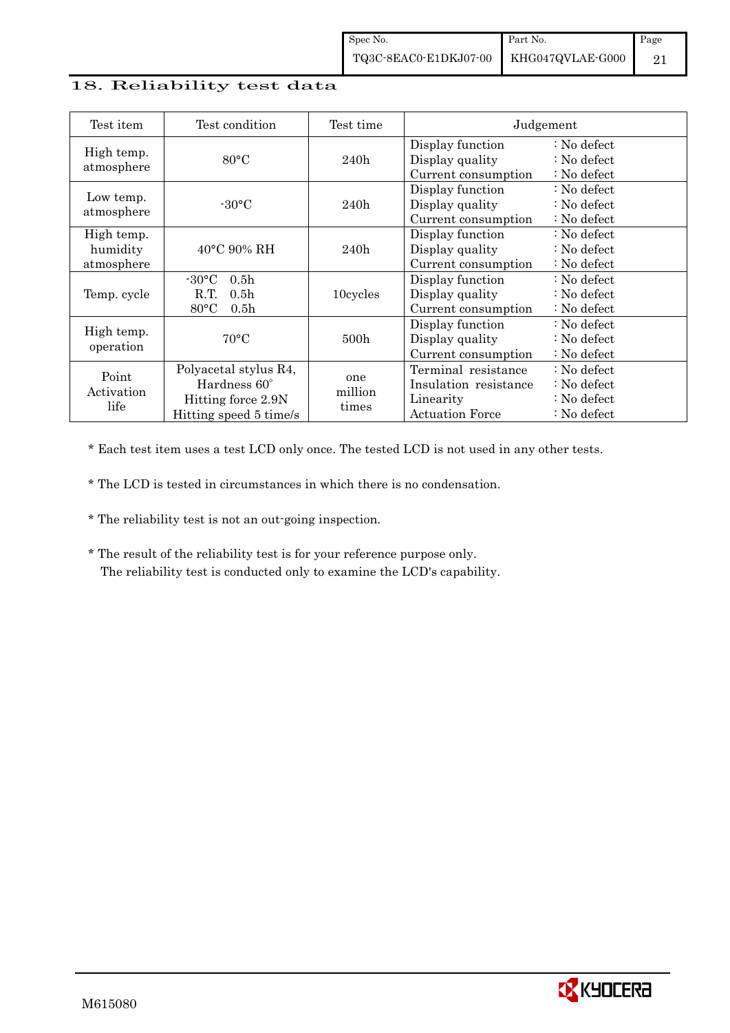## 18. Reliability test data

| Test item | Test condition | Test time | Judgement |
|---|---|---|---|
| High temp. atmosphere | 80°C | 240h | Display function : No defect<br>Display quality : No defect<br>Current consumption : No defect |
| Low temp. atmosphere | -30°C | 240h | Display function : No defect<br>Display quality : No defect<br>Current consumption : No defect |
| High temp. humidity atmosphere | 40°C 90% RH | 240h | Display function : No defect<br>Display quality : No defect<br>Current consumption : No defect |
| Temp. cycle | -30°C 0.5h<br>R.T. 0.5h<br>80°C 0.5h | 10cycles | Display function : No defect<br>Display quality : No defect<br>Current consumption : No defect |
| High temp. operation | 70°C | 500h | Display function : No defect<br>Display quality : No defect<br>Current consumption : No defect |
| Point Activation life | Polyacetal stylus R4,<br>Hardness 60°<br>Hitting force 2.9N<br>Hitting speed 5 time/s | one million times | Terminal resistance : No defect<br>Insulation resistance : No defect<br>Linearity : No defect<br>Actuation Force : No defect |

* Each test item uses a test LCD only once. The tested LCD is not used in any other tests.

* The LCD is tested in circumstances in which there is no condensation.

* The reliability test is not an out-going inspection.

* The result of the reliability test is for your reference purpose only.
  The reliability test is conducted only to examine the LCD's capability.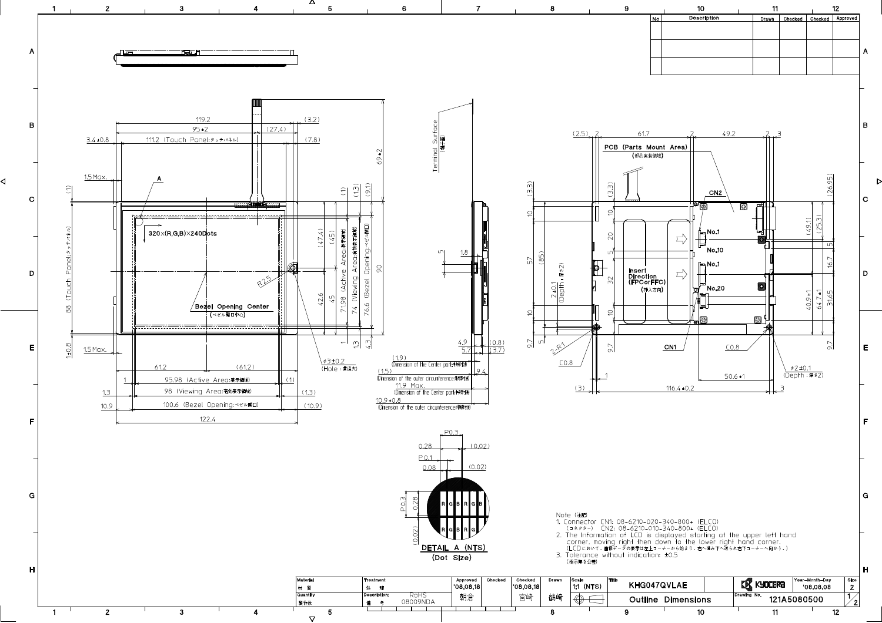| No | Description | Drawn | Checked | Checked | Approved |
|---|---|---|---|---|---|
| | | | | | |
| | | | | | |
| | | | | | |

Note (注記)

1. Connector CN1: 08-6210-020-340-800+ (ELCO)
   (コネクター) CN2: 08-6210-010-340-800+ (ELCO)
2. The Information of LCD is displayed starting at the upper left hand corner, moving right then down to the lower right hand corner.
   (LCDにおいて、画像データの表示は左上コーナーから始まり、右へ進み下へ送られ右下コーナーへ向かう。)
3. Tolerance without indication: ±0.5
   (指示無き公差)

| Material 材質 | Treatment 処理 | Approved '08.08.18 朝倉 | Checked | Checked '08.08.18 宮崎 | Drawn 鶴崎 | Scale 1:1 (NTS) | Title KHG047QVLAE | KYOCERA | Year-Month-Day '08.08.08 | Size 2 |
|---|---|---|---|---|---|---|---|---|---|---|
| Quantity 製作数 | Description; 備考 RoHS 08009NDA | | | | | | Outline Dimensions | Drawing No. 121A5080500 | | 1/2 |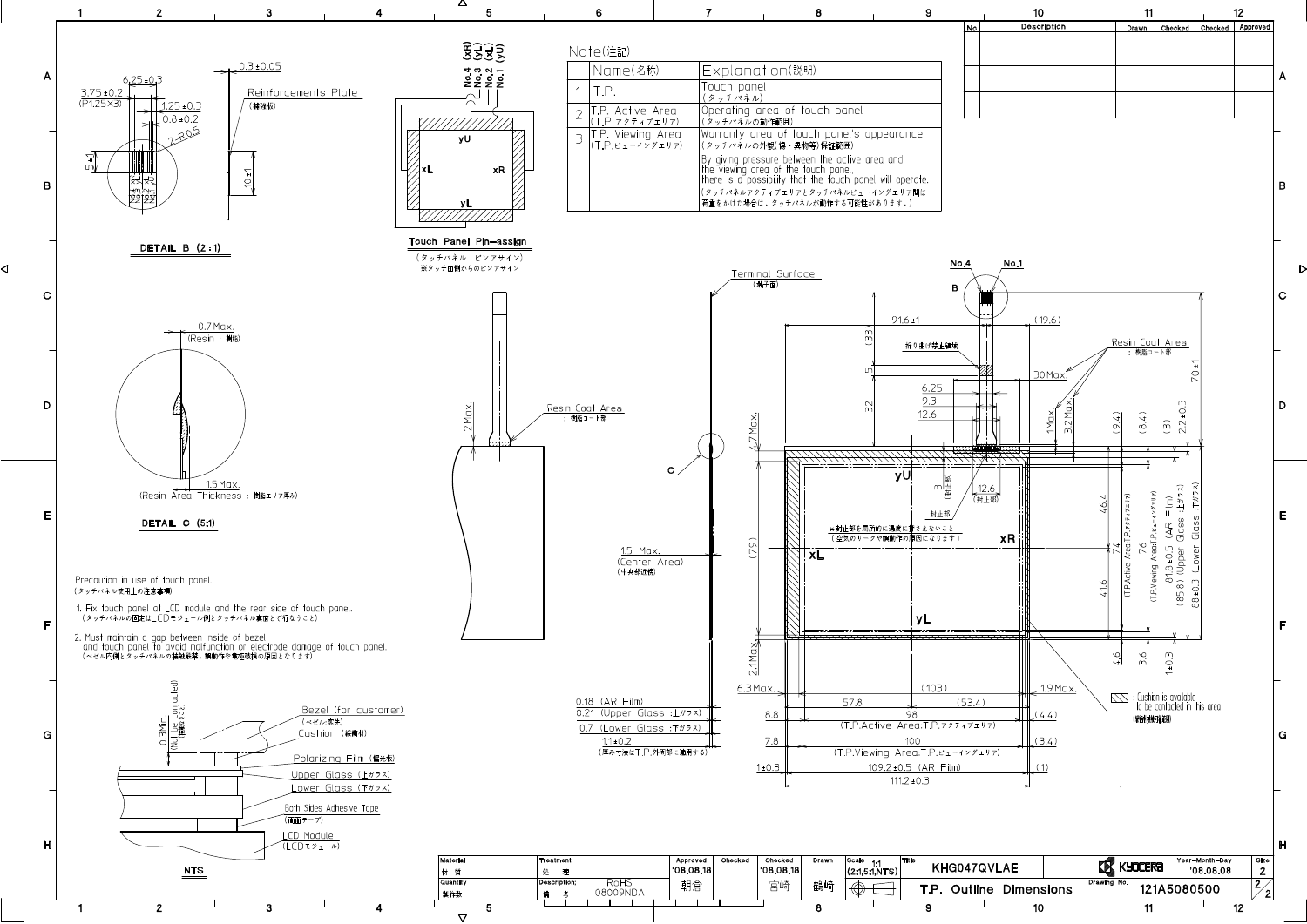## Note(注記)

| | Name(名称) | Explanation(説明) |
|---|---|---|
| 1 | T.P. | Touch panel (タッチパネル) |
| 2 | T.P. Active Area (T.P.アクティブエリア) | Operating area of touch panel (タッチパネルの動作範囲) |
| 3 | T.P. Viewing Area (T.P.ビューイングエリア) | Warranty area of touch panel's appearance (タッチパネルの外観(傷・異物等)保証範囲) |
| | | By giving pressure between the active area and the viewing area of the touch panel, there is a possibility that the touch panel will operate. (タッチパネルアクティブエリアとタッチパネルビューイングエリア間は荷重をかけた場合は、タッチパネルが動作する可能性があります。) |

## Touch Panel Pin-assign

(タッチパネル ピンアサイン)
※タッチ面側からのピンアサイン

No.4 (xR), No.3 (yL), No.2 (xL), No.1 (yU)

## DETAIL B (2:1)

Reinforcements Plate (補強板)

## DETAIL C (5:1)

0.7 Max. (Resin : 樹脂)

1.5 Max. (Resin Area Thickness : 樹脂エリア厚み)

Resin Coat Area : 樹脂コート部

1.5 Max. (Center Area) (中央部近傍)

0.18 (AR Film)
0.21 (Upper Glass :上ガラス)
0.7 (Lower Glass :下ガラス)
1.1±0.2
(厚み寸法はT.P.外周部に適用する)

Terminal Surface (端子面)

折り曲げ禁止領域

封止部

※封止部を局部的に過度に押さえないこと
(空気のリークや誤動作の原因になります)

: Cushion is available to be contacted in this area (緩衝材接触可能範囲)

98 (T.P.Active Area:T.P.アクティブエリア)
100 (T.P.Viewing Area:T.P.ビューイングエリア)
109.2±0.5 (AR Film)
111.2±0.3

74 (T.P.Active Area:T.P.アクティブエリア)
76 (T.P.Viewing Area:T.P.ビューイングエリア)
81.8±0.5 (AR Film)
(85.8) (Upper Glass 上ガラス)
88±0.3 (Lower Glass 下ガラス)

Precaution in use of touch panel.
(タッチパネル使用上の注意事項)

1. Fix touch panel of LCD module and the rear side of touch panel.
(タッチパネルの固定はLCDモジュール側とタッチパネル裏面とで行なうこと)

2. Must maintain a gap between inside of bezel and touch panel to avoid malfunction or electrode damage of touch panel.
(ベゼル内側とタッチパネルの接触厳禁。誤動作や電極破損の原因となります)

0.3Min. (Not be contacted) (接触不可)

- Bezel (for customer) (ベゼル(客先))
- Cushion (緩衝材)
- Polarizing Film (偏光板)
- Upper Glass (上ガラス)
- Lower Glass (下ガラス)
- Both Sides Adhesive Tape (両面テープ)
- LCD Module (LCDモジュール)

NTS

| Material 材質 | Treatment 処理 | Approved '08.08.18 朝倉 | Checked | Checked '08.08.18 宮崎 | Drawn 鶴崎 | Scale 1:1 (2:1,5:1,NTS) | Title KHG047QVLAE T.P. Outline Dimensions | KYOCERA | Year-Month-Day '08.08.08 | Size 2 |
|---|---|---|---|---|---|---|---|---|---|---|
| Quantity 製作数 | Description: 摘要 RoHS 08009NDA | | | | | | | Drawing No. 121A5080500 | | 2/2 |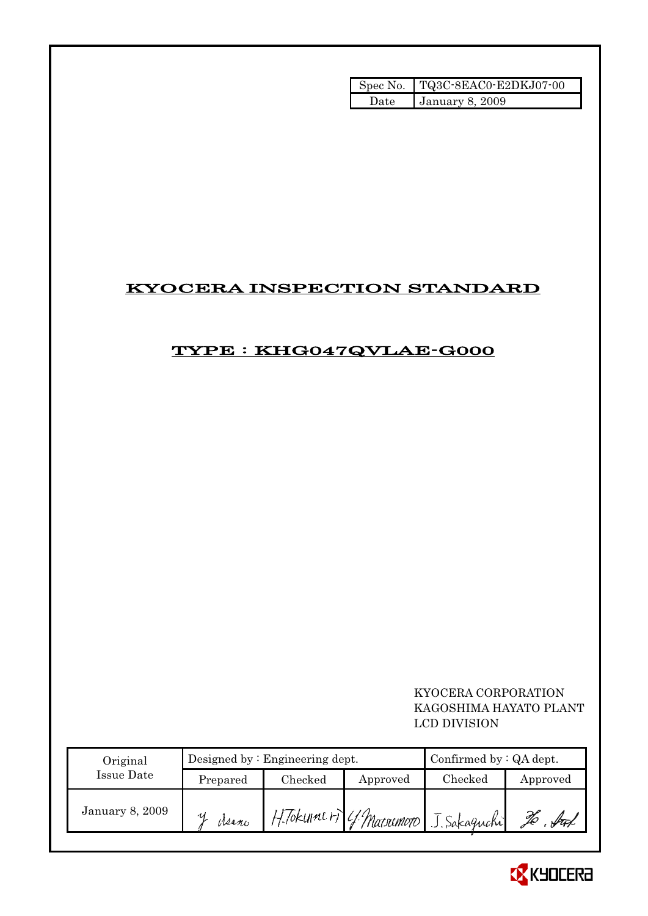| Spec No. | TQ3C-8EAC0-E2DKJ07-00 |
| --- | --- |
| Date | January 8, 2009 |

# KYOCERA INSPECTION STANDARD

## TYPE : KHG047QVLAE-G000

KYOCERA CORPORATION
KAGOSHIMA HAYATO PLANT
LCD DIVISION

| Original Issue Date | Designed by : Engineering dept. | | | Confirmed by : QA dept. | |
| --- | --- | --- | --- | --- | --- |
| | Prepared | Checked | Approved | Checked | Approved |
| January 8, 2009 | Y. Asano | H.Tokunori | Y.Matsumoto | J.Sakaguchi | Ho. Sat |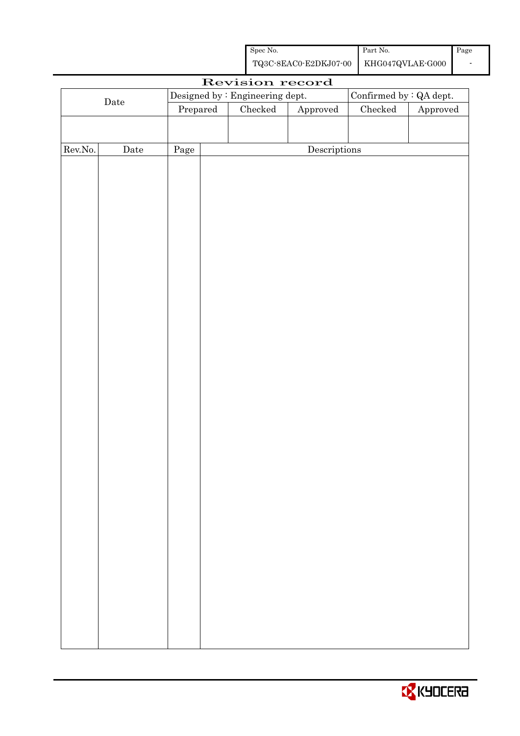| Spec No. | Part No. | Page |
|---|---|---|
| TQ3C-8EAC0-E2DKJ07-00 | KHG047QVLAE-G000 | - |

# Revision record

| Date | Designed by : Engineering dept. | | | Confirmed by : QA dept. | |
|---|---|---|---|---|---|
| | Prepared | Checked | Approved | Checked | Approved |
| | | | | | |

| Rev.No. | Date | Page | Descriptions |
|---|---|---|---|
| | | | |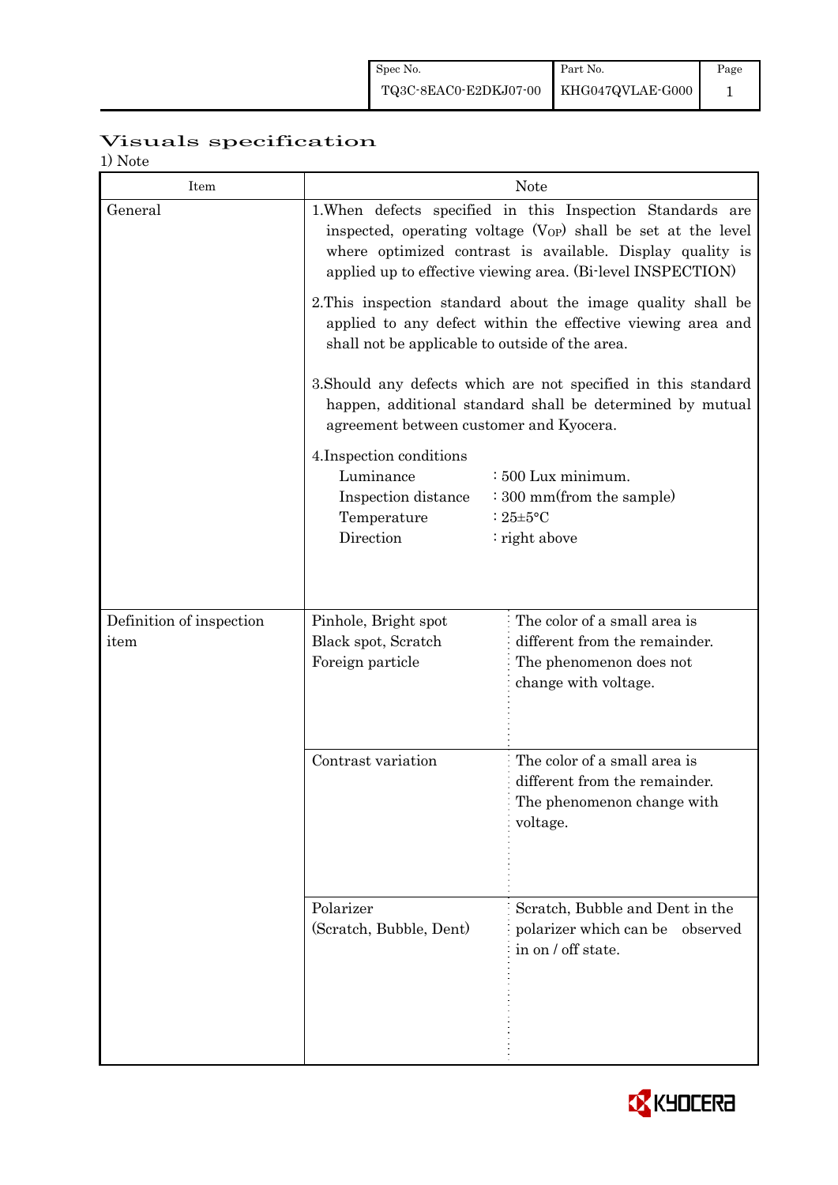# Visuals specification

1) Note

| Item | Note | |
|---|---|---|
| General | 1.When defects specified in this Inspection Standards are inspected, operating voltage ($V_{OP}$) shall be set at the level where optimized contrast is available. Display quality is applied up to effective viewing area. (Bi-level INSPECTION)<br><br>2.This inspection standard about the image quality shall be applied to any defect within the effective viewing area and shall not be applicable to outside of the area.<br><br>3.Should any defects which are not specified in this standard happen, additional standard shall be determined by mutual agreement between customer and Kyocera.<br><br>4.Inspection conditions<br>Luminance : 500 Lux minimum.<br>Inspection distance : 300 mm(from the sample)<br>Temperature : 25±5°C<br>Direction : right above | |
| Definition of inspection item | Pinhole, Bright spot<br>Black spot, Scratch<br>Foreign particle | The color of a small area is different from the remainder. The phenomenon does not change with voltage. |
| | Contrast variation | The color of a small area is different from the remainder. The phenomenon change with voltage. |
| | Polarizer<br>(Scratch, Bubble, Dent) | Scratch, Bubble and Dent in the polarizer which can be observed in on / off state. |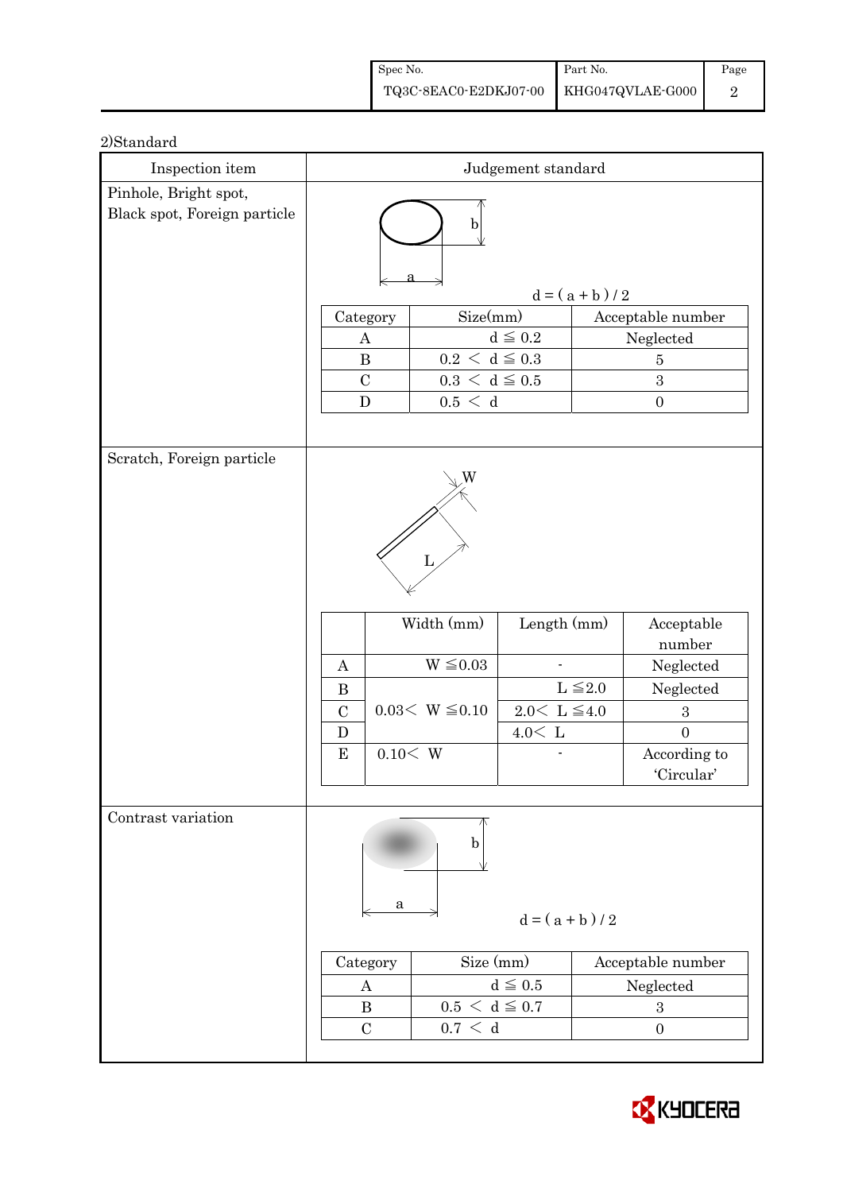2)Standard

| Inspection item | Judgement standard |
| --- | --- |
| Pinhole, Bright spot, Black spot, Foreign particle | $d = ( a + b ) / 2$ |
| Scratch, Foreign particle | |
| Contrast variation | $d = ( a + b ) / 2$ |

**Pinhole, Bright spot, Black spot, Foreign particle**

$d = ( a + b ) / 2$

| Category | Size(mm) | Acceptable number |
| --- | --- | --- |
| A | $d \leqq 0.2$ | Neglected |
| B | $0.2 < d \leqq 0.3$ | 5 |
| C | $0.3 < d \leqq 0.5$ | 3 |
| D | $0.5 < d$ | 0 |

**Scratch, Foreign particle**

| | Width (mm) | Length (mm) | Acceptable number |
| --- | --- | --- | --- |
| A | $W \leqq 0.03$ | - | Neglected |
| B | $0.03 < W \leqq 0.10$ | $L \leqq 2.0$ | Neglected |
| C | | $2.0 < L \leqq 4.0$ | 3 |
| D | | $4.0 < L$ | 0 |
| E | $0.10 < W$ | - | According to 'Circular' |

**Contrast variation**

$d = ( a + b ) / 2$

| Category | Size (mm) | Acceptable number |
| --- | --- | --- |
| A | $d \leqq 0.5$ | Neglected |
| B | $0.5 < d \leqq 0.7$ | 3 |
| C | $0.7 < d$ | 0 |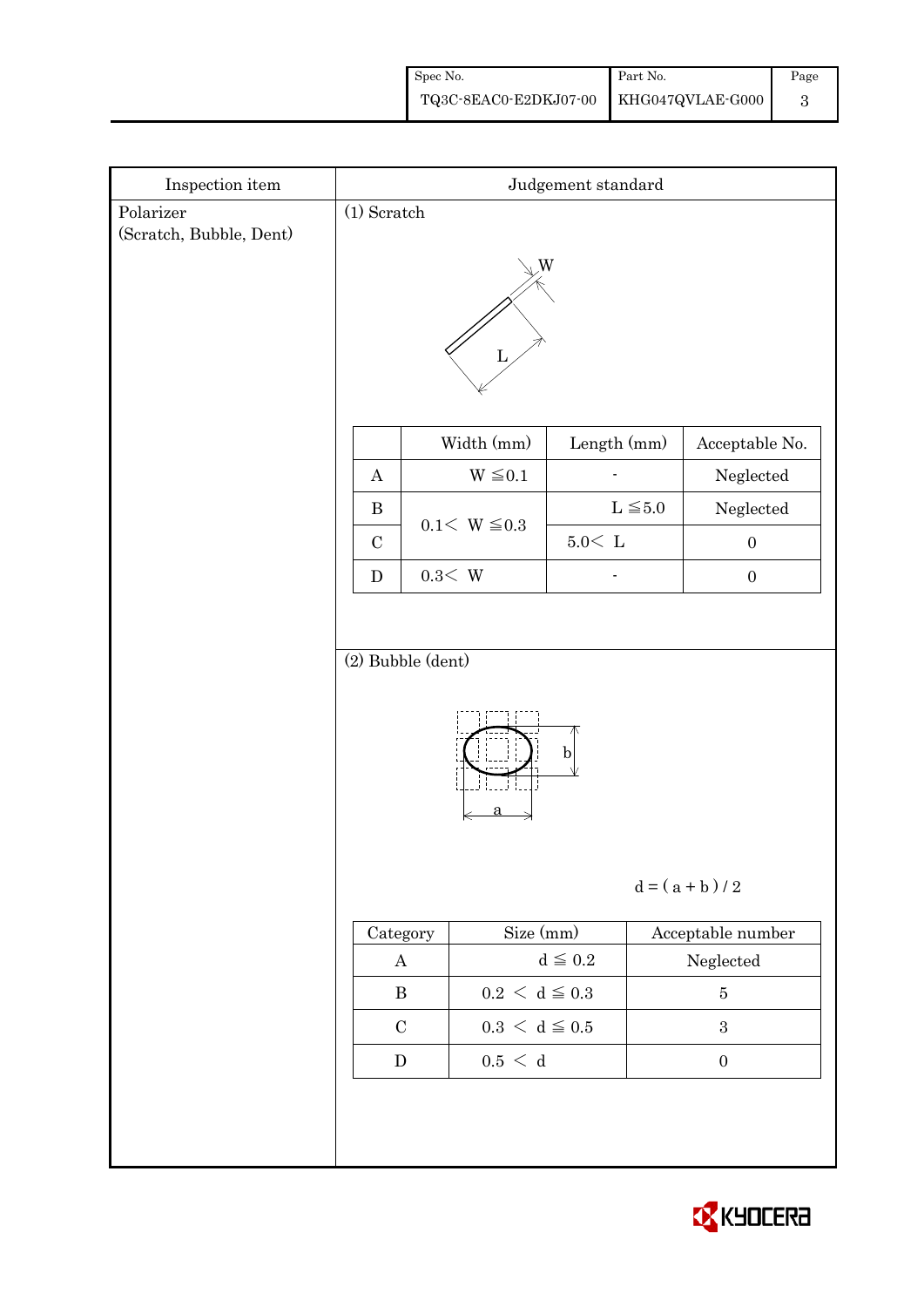| Inspection item | Judgement standard |
|---|---|
| Polarizer (Scratch, Bubble, Dent) | (1) Scratch |

W

L

| | Width (mm) | Length (mm) | Acceptable No. |
|---|---|---|---|
| A | W ≦0.1 | - | Neglected |
| B | 0.1< W ≦0.3 | L ≦5.0 | Neglected |
| C | | 5.0< L | 0 |
| D | 0.3< W | - | 0 |

(2) Bubble (dent)

b

a

d = ( a + b ) / 2

| Category | Size (mm) | Acceptable number |
|---|---|---|
| A | d ≦ 0.2 | Neglected |
| B | 0.2 < d ≦ 0.3 | 5 |
| C | 0.3 < d ≦ 0.5 | 3 |
| D | 0.5 < d | 0 |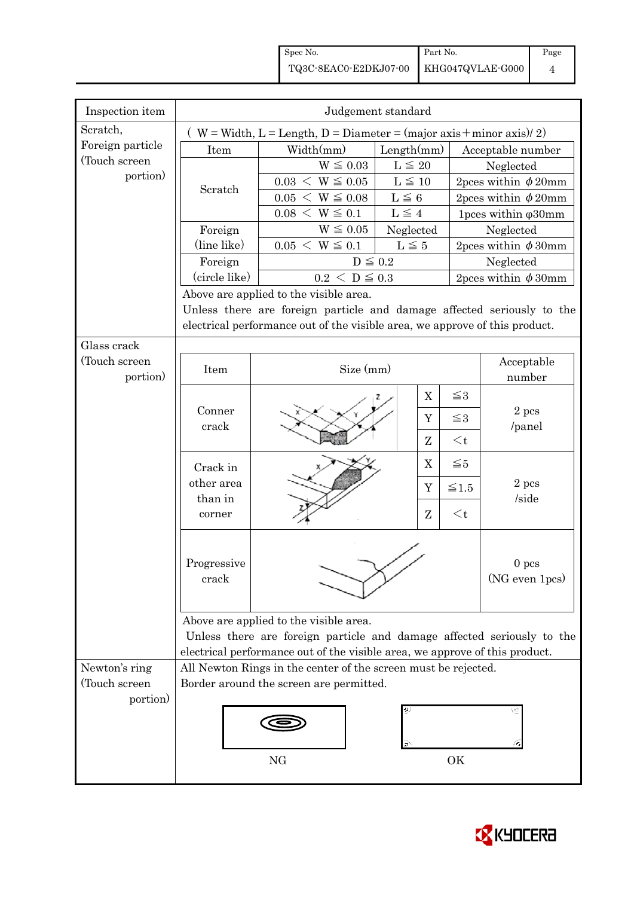| Inspection item | Judgement standard | | | |
|---|---|---|---|---|
| Scratch, Foreign particle (Touch screen portion) | ( W = Width, L = Length, D = Diameter = (major axis + minor axis)/ 2) | | | |
| | Item | Width(mm) | Length(mm) | Acceptable number |
| | Scratch | W ≦ 0.03 | L ≦ 20 | Neglected |
| | | 0.03 < W ≦ 0.05 | L ≦ 10 | 2pces within ϕ20mm |
| | | 0.05 < W ≦ 0.08 | L ≦ 6 | 2pces within ϕ20mm |
| | | 0.08 < W ≦ 0.1 | L ≦ 4 | 1pces within φ30mm |
| | Foreign (line like) | W ≦ 0.05 | Neglected | Neglected |
| | | 0.05 < W ≦ 0.1 | L ≦ 5 | 2pces within ϕ30mm |
| | Foreign (circle like) | D ≦ 0.2 | | Neglected |
| | | 0.2 < D ≦ 0.3 | | 2pces within ϕ30mm |
| | Above are applied to the visible area. Unless there are foreign particle and damage affected seriously to the electrical performance out of the visible area, we approve of this product. | | | |

| Inspection item | Item | Size (mm) | | Acceptable number |
|---|---|---|---|---|
| Glass crack (Touch screen portion) | Conner crack | X | ≦3 | 2 pcs /panel |
| | | Y | ≦3 | |
| | | Z | <t | |
| | Crack in other area than in corner | X | ≦5 | 2 pcs /side |
| | | Y | ≦1.5 | |
| | | Z | <t | |
| | Progressive crack | | | 0 pcs (NG even 1pcs) |

Above are applied to the visible area.
Unless there are foreign particle and damage affected seriously to the electrical performance out of the visible area, we approve of this product.

**Newton's ring (Touch screen portion)**

All Newton Rings in the center of the screen must be rejected.
Border around the screen are permitted.

NG

OK